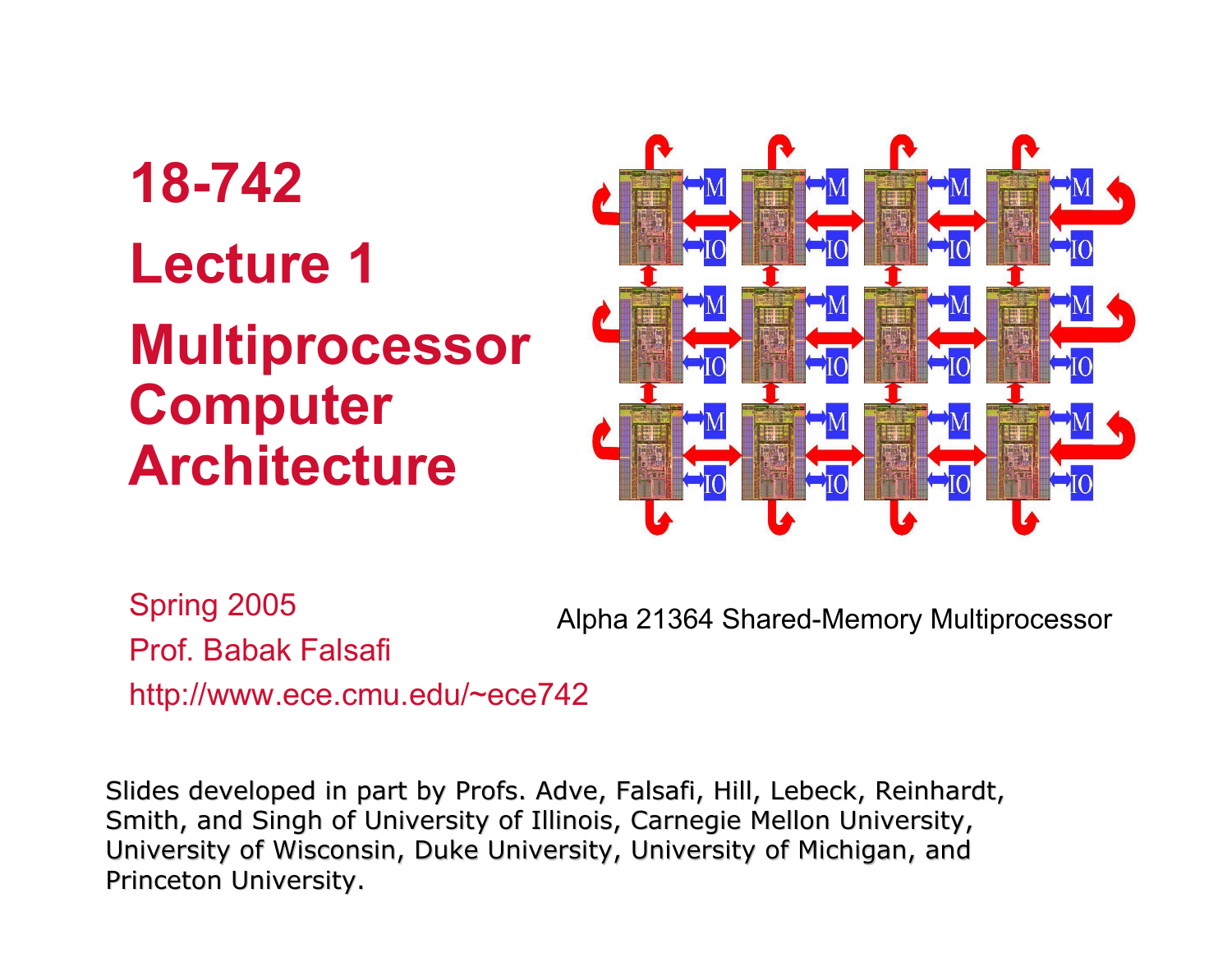# 18-742

# Lecture 1

# Multiprocessor Computer Architecture

Spring 2005

Prof. Babak Falsafi

http://www.ece.cmu.edu/~ece742

Alpha 21364 Shared-Memory Multiprocessor

Slides developed in part by Profs. Adve, Falsafi, Hill, Lebeck, Reinhardt, Smith, and Singh of University of Illinois, Carnegie Mellon University, University of Wisconsin, Duke University, University of Michigan, and Princeton University.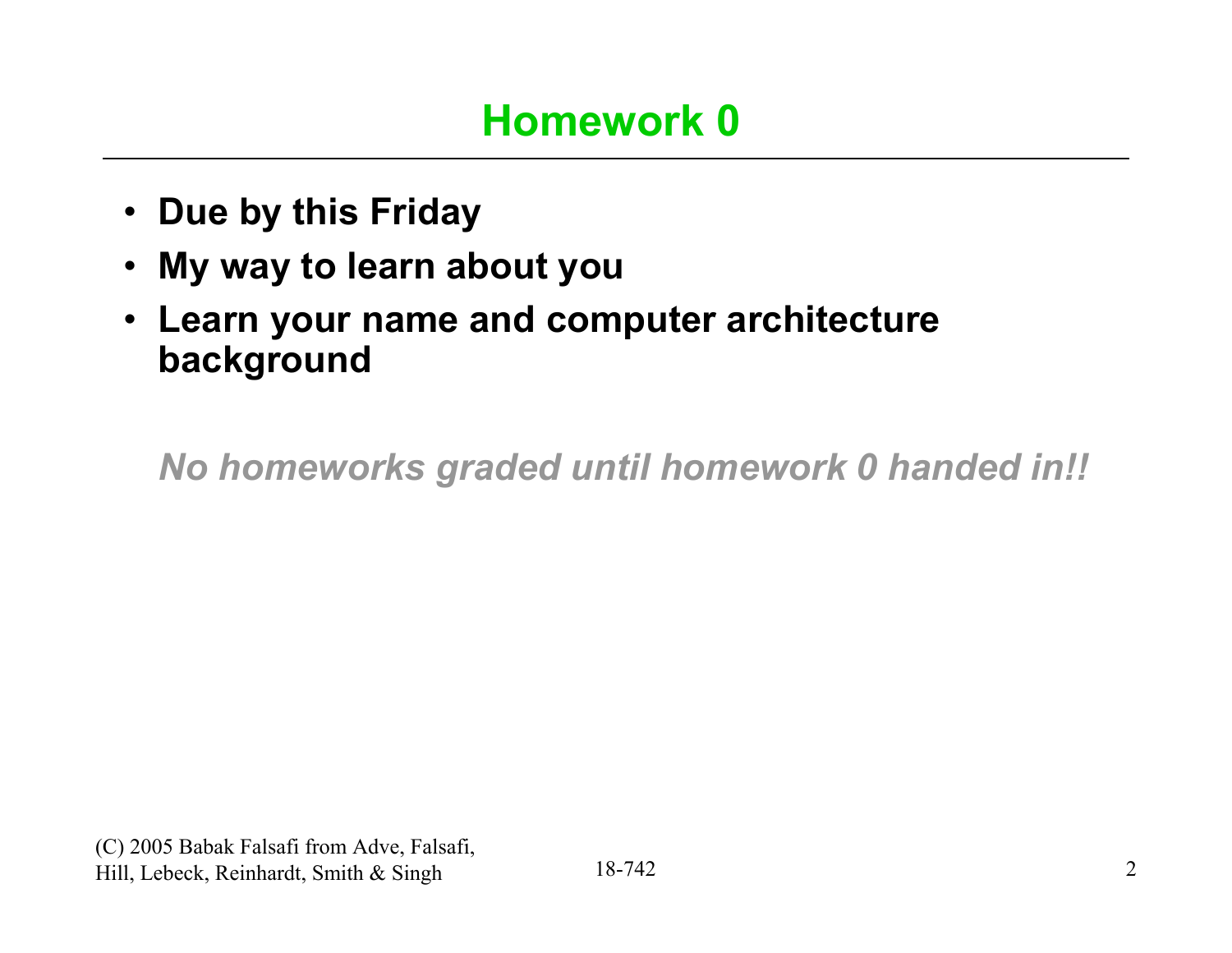# Homework 0

- **Due by this Friday**
- **My way to learn about you**
- **Learn your name and computer architecture background**

***No homeworks graded until homework 0 handed in!!***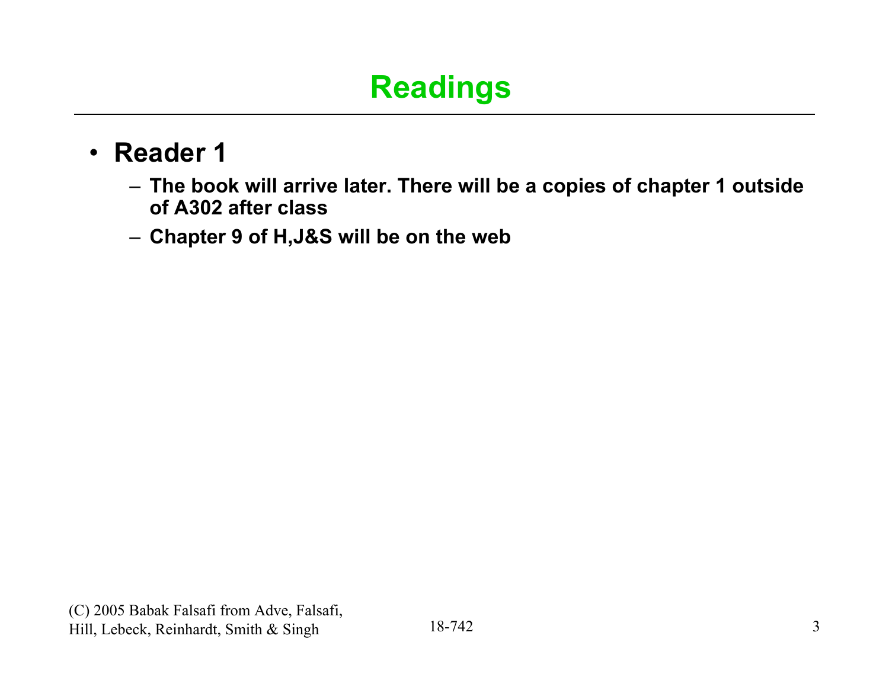# Readings

- **Reader 1**
  - **The book will arrive later. There will be a copies of chapter 1 outside of A302 after class**
  - **Chapter 9 of H,J&S will be on the web**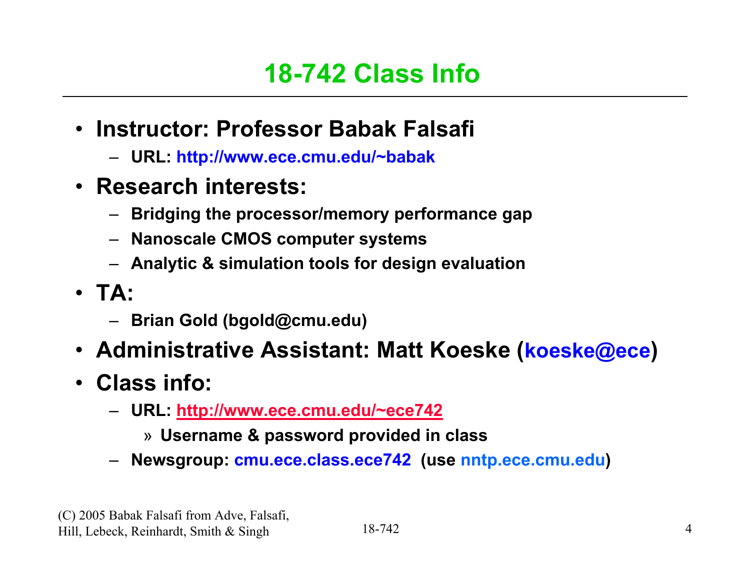# 18-742 Class Info

- **Instructor: Professor Babak Falsafi**
  - **URL: http://www.ece.cmu.edu/~babak**
- **Research interests:**
  - **Bridging the processor/memory performance gap**
  - **Nanoscale CMOS computer systems**
  - **Analytic & simulation tools for design evaluation**
- **TA:**
  - **Brian Gold (bgold@cmu.edu)**
- **Administrative Assistant: Matt Koeske (koeske@ece)**
- **Class info:**
  - **URL: http://www.ece.cmu.edu/~ece742**
    - » **Username & password provided in class**
  - **Newsgroup: cmu.ece.class.ece742 (use nntp.ece.cmu.edu)**

(C) 2005 Babak Falsafi from Adve, Falsafi, Hill, Lebeck, Reinhardt, Smith & Singh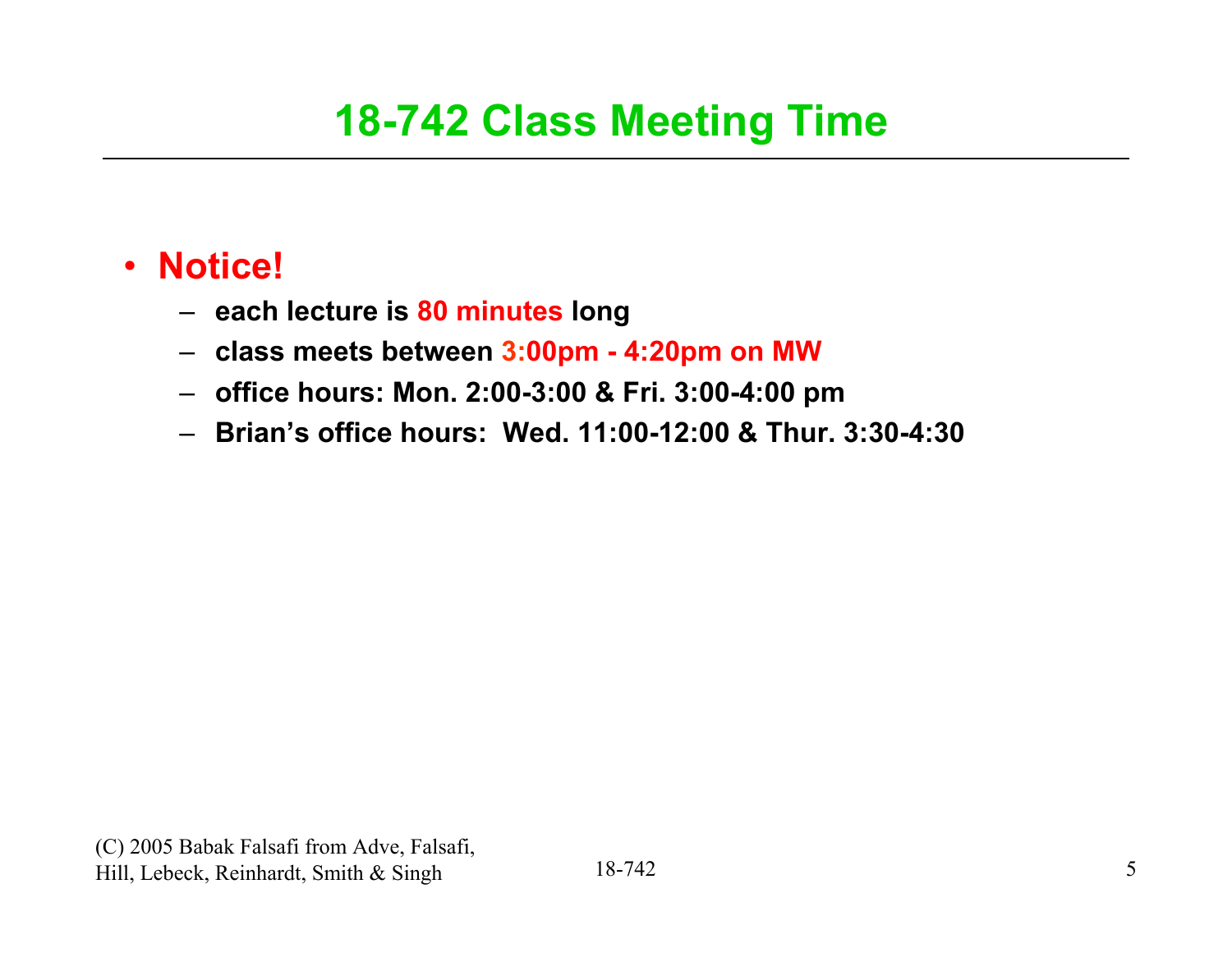# 18-742 Class Meeting Time

- **Notice!**
  - **each lecture is 80 minutes long**
  - **class meets between 3:00pm - 4:20pm on MW**
  - **office hours: Mon. 2:00-3:00 & Fri. 3:00-4:00 pm**
  - **Brian's office hours: Wed. 11:00-12:00 & Thur. 3:30-4:30**

(C) 2005 Babak Falsafi from Adve, Falsafi, Hill, Lebeck, Reinhardt, Smith & Singh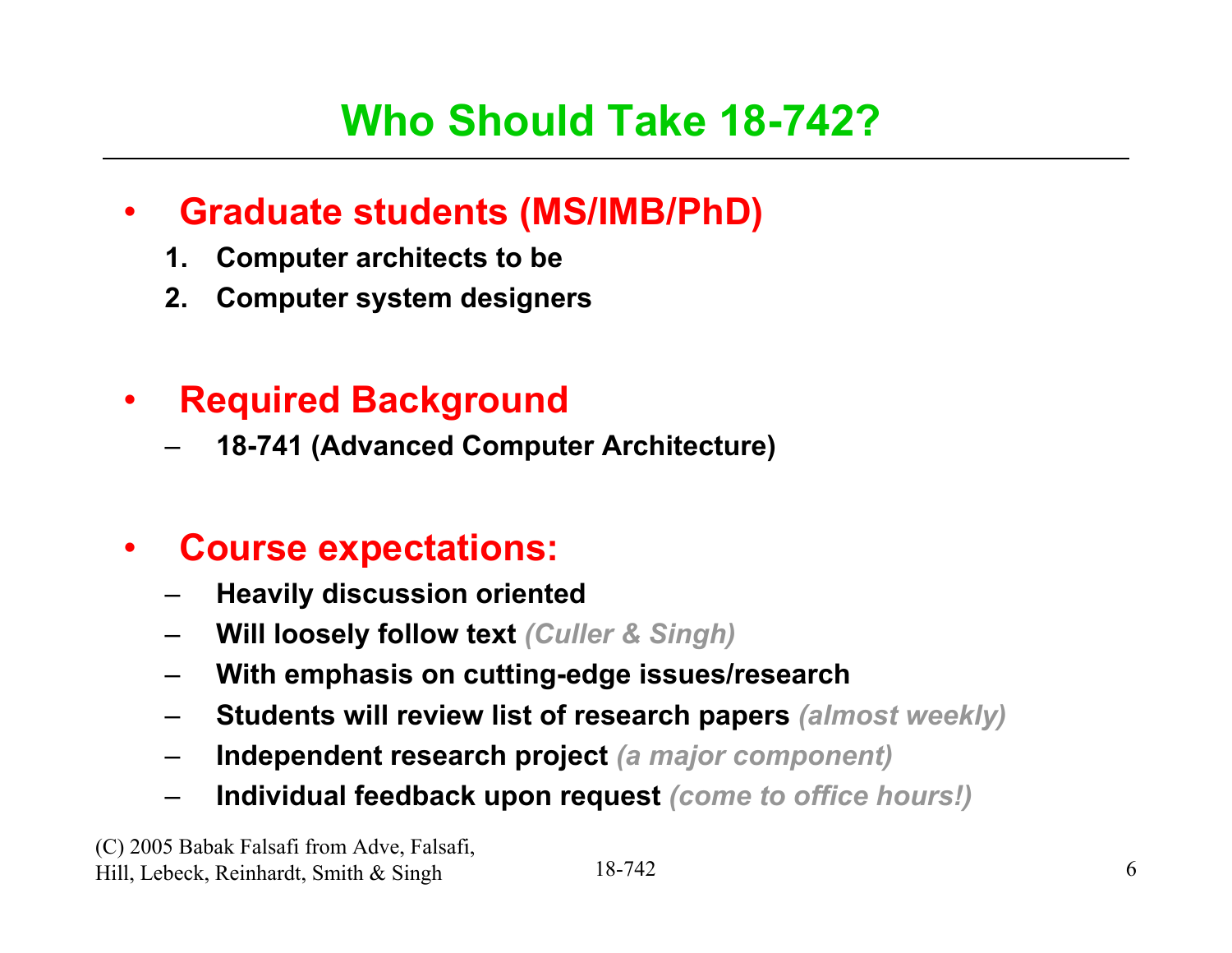# Who Should Take 18-742?

- **Graduate students (MS/IMB/PhD)**
  1. **Computer architects to be**
  2. **Computer system designers**

- **Required Background**
  - **18-741 (Advanced Computer Architecture)**

- **Course expectations:**
  - **Heavily discussion oriented**
  - **Will loosely follow text** ***(Culler & Singh)***
  - **With emphasis on cutting-edge issues/research**
  - **Students will review list of research papers** ***(almost weekly)***
  - **Independent research project** ***(a major component)***
  - **Individual feedback upon request** ***(come to office hours!)***

(C) 2005 Babak Falsafi from Adve, Falsafi, Hill, Lebeck, Reinhardt, Smith & Singh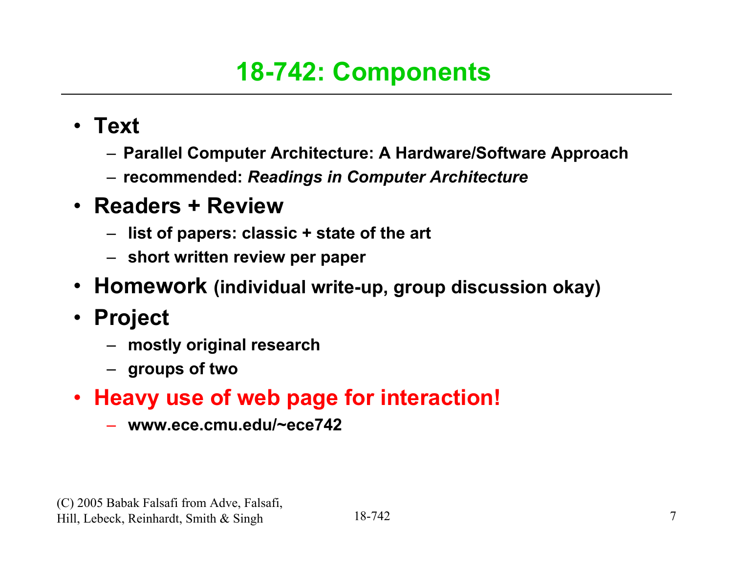# 18-742: Components

- **Text**
  - **Parallel Computer Architecture: A Hardware/Software Approach**
  - **recommended: *Readings in Computer Architecture***
- **Readers + Review**
  - **list of papers: classic + state of the art**
  - **short written review per paper**
- **Homework (individual write-up, group discussion okay)**
- **Project**
  - **mostly original research**
  - **groups of two**
- **Heavy use of web page for interaction!**
  - **www.ece.cmu.edu/~ece742**

(C) 2005 Babak Falsafi from Adve, Falsafi, Hill, Lebeck, Reinhardt, Smith & Singh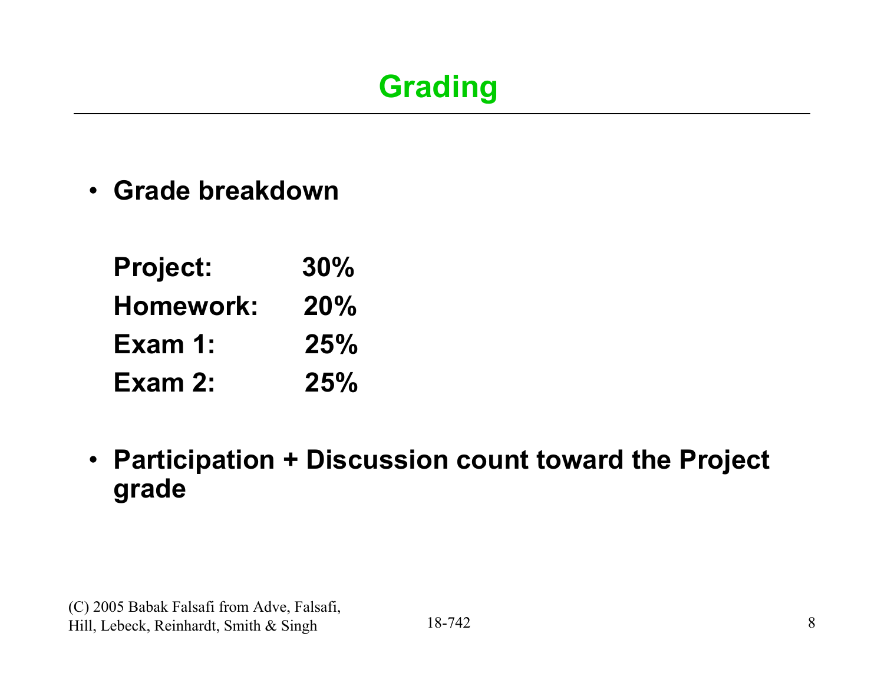# Grading

- **Grade breakdown**

| | |
|---|---|
| **Project:** | **30%** |
| **Homework:** | **20%** |
| **Exam 1:** | **25%** |
| **Exam 2:** | **25%** |

- **Participation + Discussion count toward the Project grade**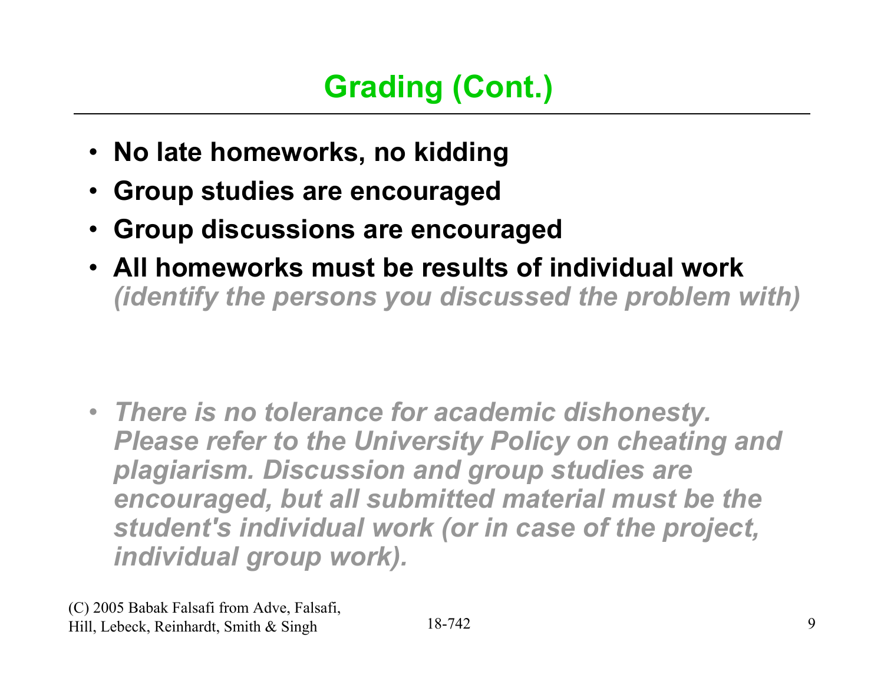# Grading (Cont.)

- **No late homeworks, no kidding**
- **Group studies are encouraged**
- **Group discussions are encouraged**
- **All homeworks must be results of individual work** ***(identify the persons you discussed the problem with)***

- ***There is no tolerance for academic dishonesty. Please refer to the University Policy on cheating and plagiarism. Discussion and group studies are encouraged, but all submitted material must be the student's individual work (or in case of the project, individual group work).***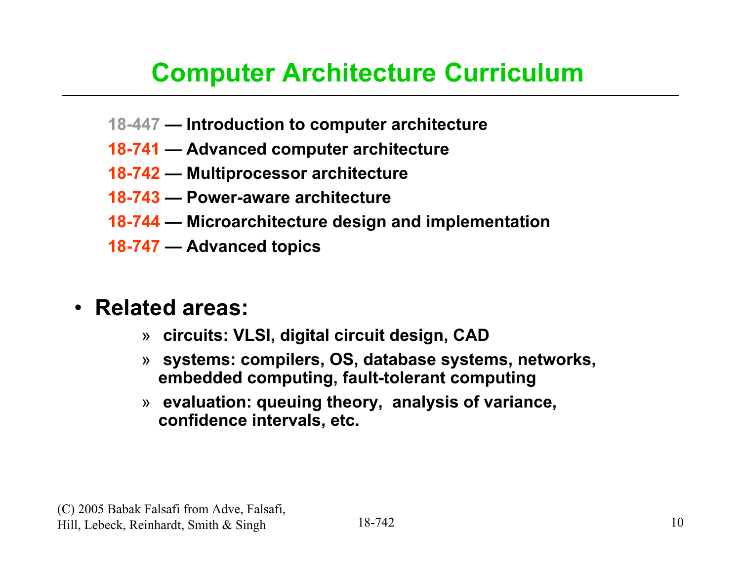# Computer Architecture Curriculum

18-447 — **Introduction to computer architecture**

**18-741 — Advanced computer architecture**

**18-742 — Multiprocessor architecture**

**18-743 — Power-aware architecture**

**18-744 — Microarchitecture design and implementation**

**18-747 — Advanced topics**

- **Related areas:**
  - » **circuits: VLSI, digital circuit design, CAD**
  - » **systems: compilers, OS, database systems, networks, embedded computing, fault-tolerant computing**
  - » **evaluation: queuing theory, analysis of variance, confidence intervals, etc.**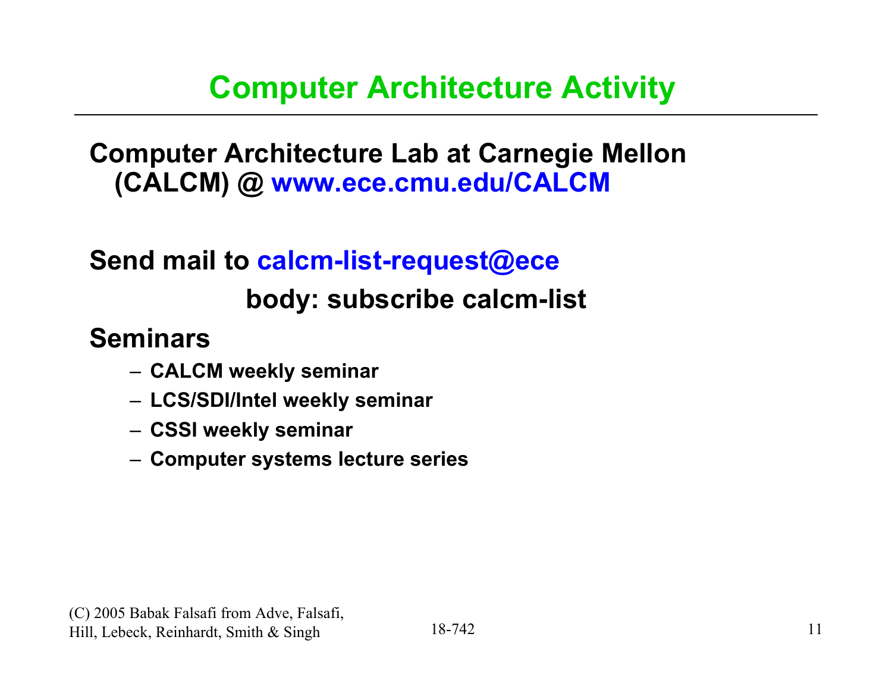# Computer Architecture Activity

**Computer Architecture Lab at Carnegie Mellon (CALCM) @ www.ece.cmu.edu/CALCM**

**Send mail to calcm-list-request@ece**

**body: subscribe calcm-list**

**Seminars**

- **CALCM weekly seminar**
- **LCS/SDI/Intel weekly seminar**
- **CSSI weekly seminar**
- **Computer systems lecture series**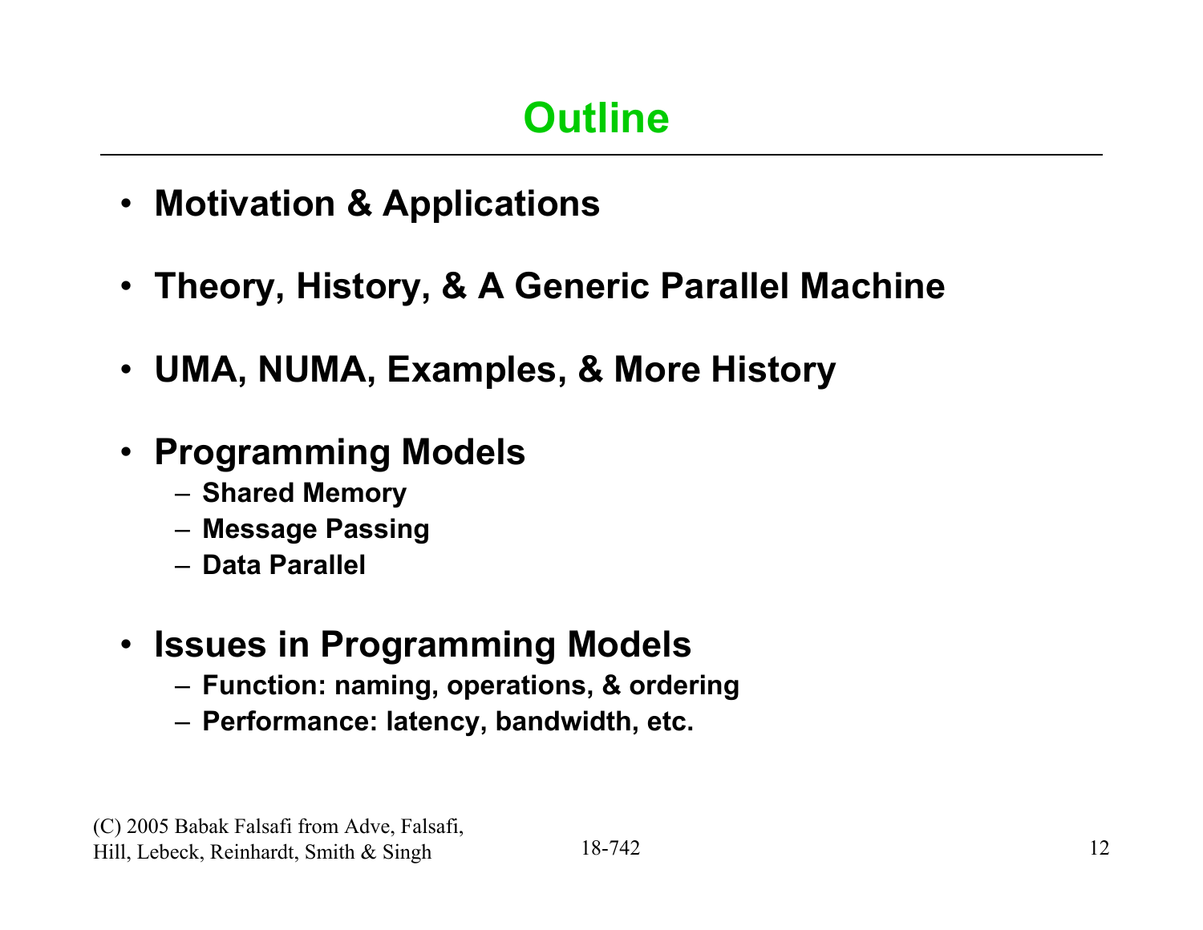# Outline

- **Motivation & Applications**
- **Theory, History, & A Generic Parallel Machine**
- **UMA, NUMA, Examples, & More History**
- **Programming Models**
  - **Shared Memory**
  - **Message Passing**
  - **Data Parallel**
- **Issues in Programming Models**
  - **Function: naming, operations, & ordering**
  - **Performance: latency, bandwidth, etc.**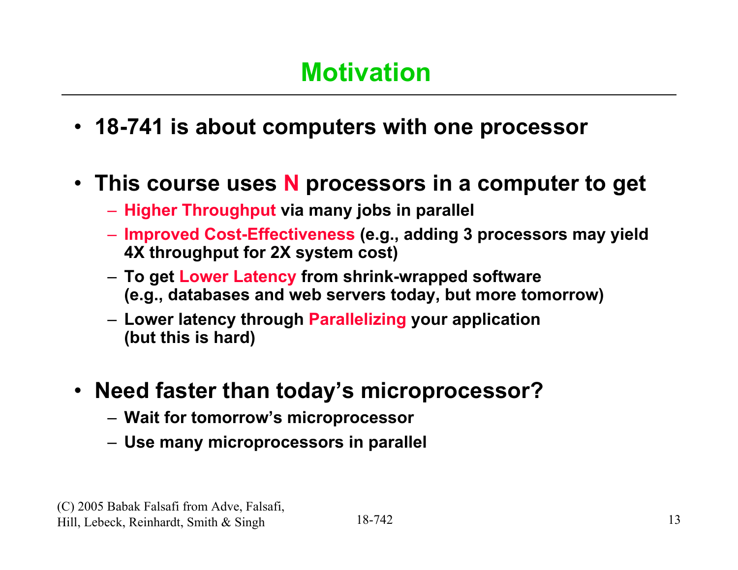# Motivation

- **18-741 is about computers with one processor**

- **This course uses N processors in a computer to get**
  - **Higher Throughput via many jobs in parallel**
  - **Improved Cost-Effectiveness (e.g., adding 3 processors may yield 4X throughput for 2X system cost)**
  - **To get Lower Latency from shrink-wrapped software (e.g., databases and web servers today, but more tomorrow)**
  - **Lower latency through Parallelizing your application (but this is hard)**

- **Need faster than today's microprocessor?**
  - **Wait for tomorrow's microprocessor**
  - **Use many microprocessors in parallel**

(C) 2005 Babak Falsafi from Adve, Falsafi, Hill, Lebeck, Reinhardt, Smith & Singh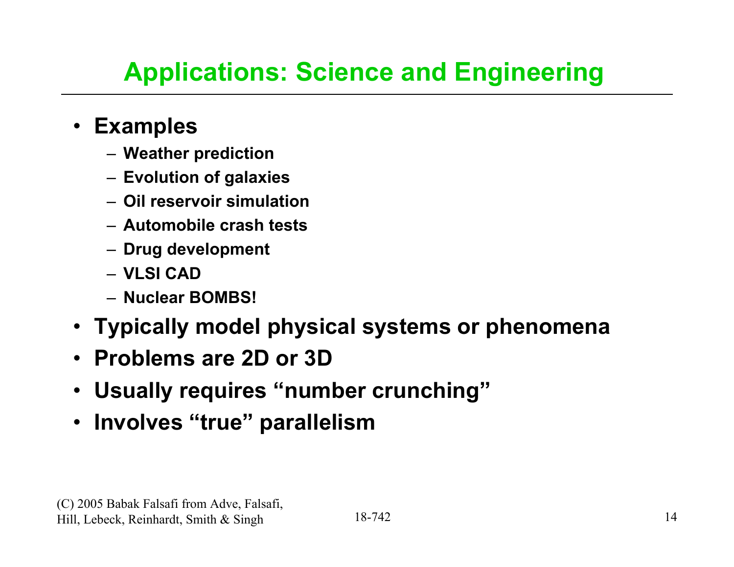# Applications: Science and Engineering

- **Examples**
  - **Weather prediction**
  - **Evolution of galaxies**
  - **Oil reservoir simulation**
  - **Automobile crash tests**
  - **Drug development**
  - **VLSI CAD**
  - **Nuclear BOMBS!**
- **Typically model physical systems or phenomena**
- **Problems are 2D or 3D**
- **Usually requires "number crunching"**
- **Involves "true" parallelism**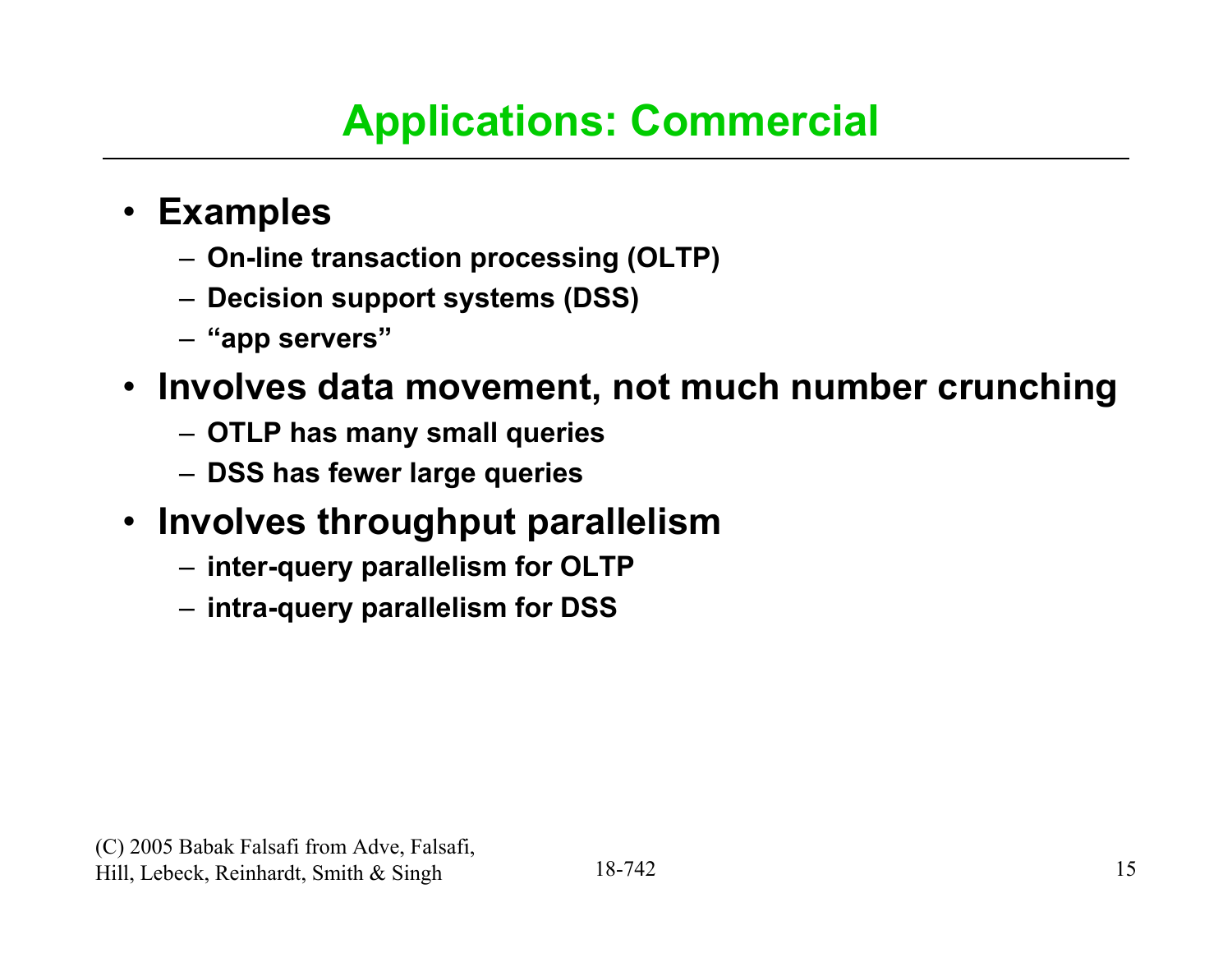# Applications: Commercial

- **Examples**
  - **On-line transaction processing (OLTP)**
  - **Decision support systems (DSS)**
  - **“app servers”**
- **Involves data movement, not much number crunching**
  - **OTLP has many small queries**
  - **DSS has fewer large queries**
- **Involves throughput parallelism**
  - **inter-query parallelism for OLTP**
  - **intra-query parallelism for DSS**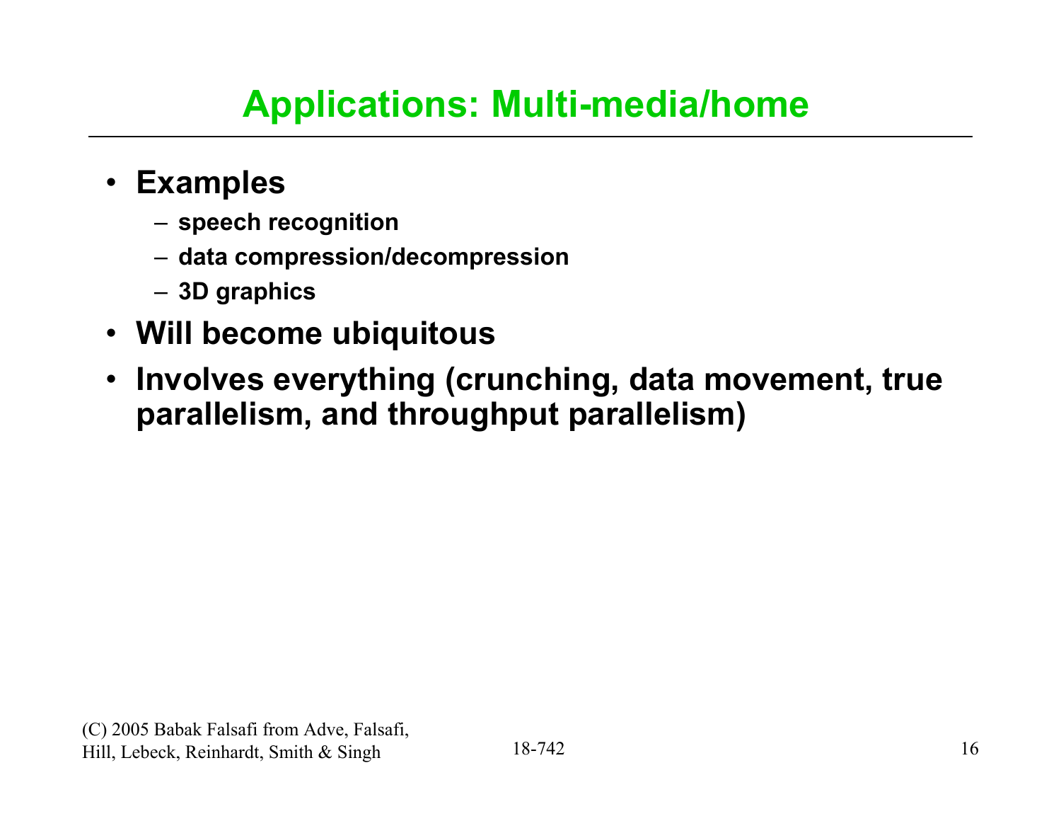# Applications: Multi-media/home

- **Examples**
  - **speech recognition**
  - **data compression/decompression**
  - **3D graphics**
- **Will become ubiquitous**
- **Involves everything (crunching, data movement, true parallelism, and throughput parallelism)**

(C) 2005 Babak Falsafi from Adve, Falsafi, Hill, Lebeck, Reinhardt, Smith & Singh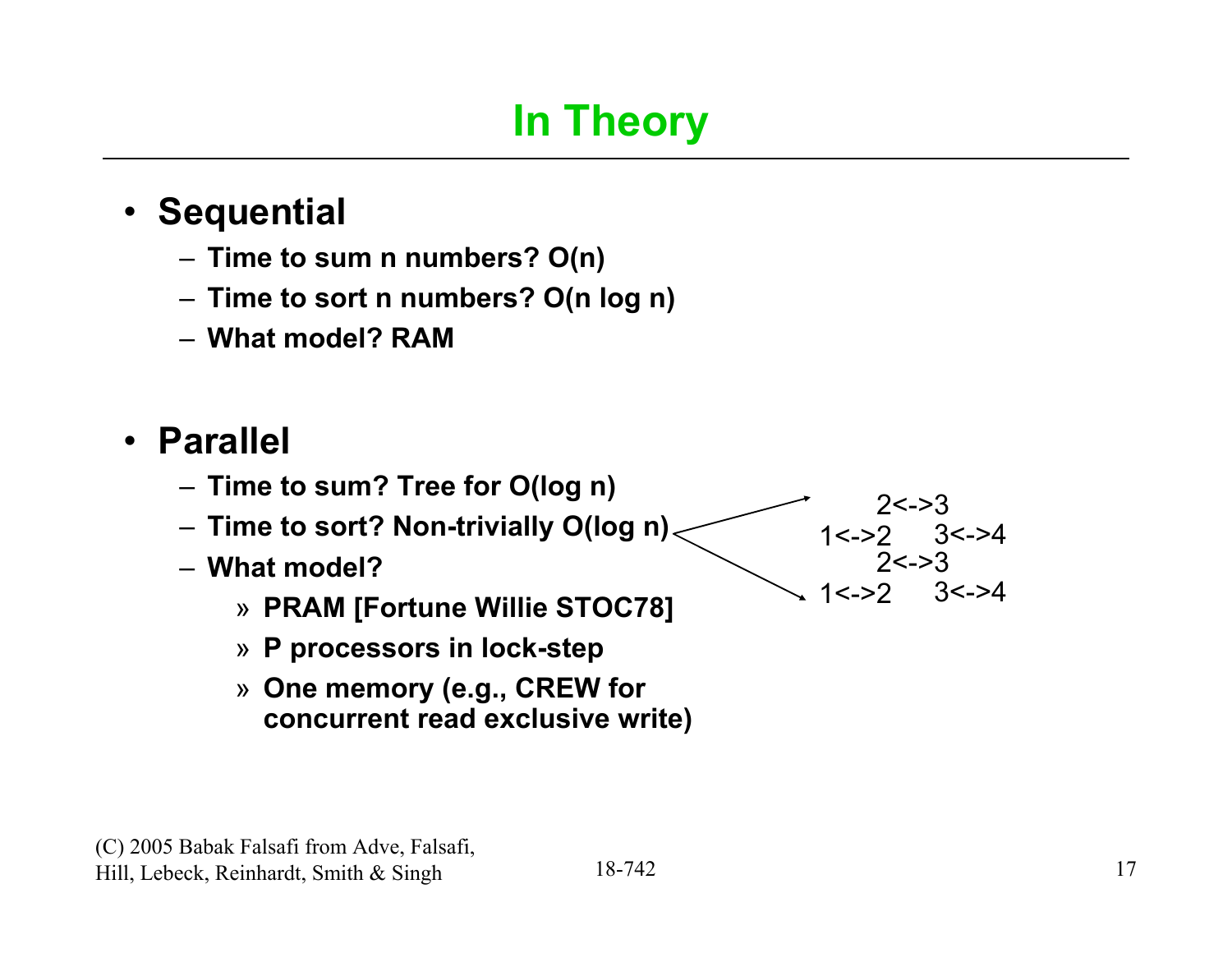# In Theory

- **Sequential**
  - **Time to sum n numbers? O(n)**
  - **Time to sort n numbers? O(n log n)**
  - **What model? RAM**

- **Parallel**
  - **Time to sum? Tree for O(log n)**
  - **Time to sort? Non-trivially O(log n)**
  - **What model?**
    - » **PRAM [Fortune Willie STOC78]**
    - » **P processors in lock-step**
    - » **One memory (e.g., CREW for concurrent read exclusive write)**

```
   2<->3
1<->2   3<->4
   2<->3
1<->2   3<->4
```

(C) 2005 Babak Falsafi from Adve, Falsafi, Hill, Lebeck, Reinhardt, Smith & Singh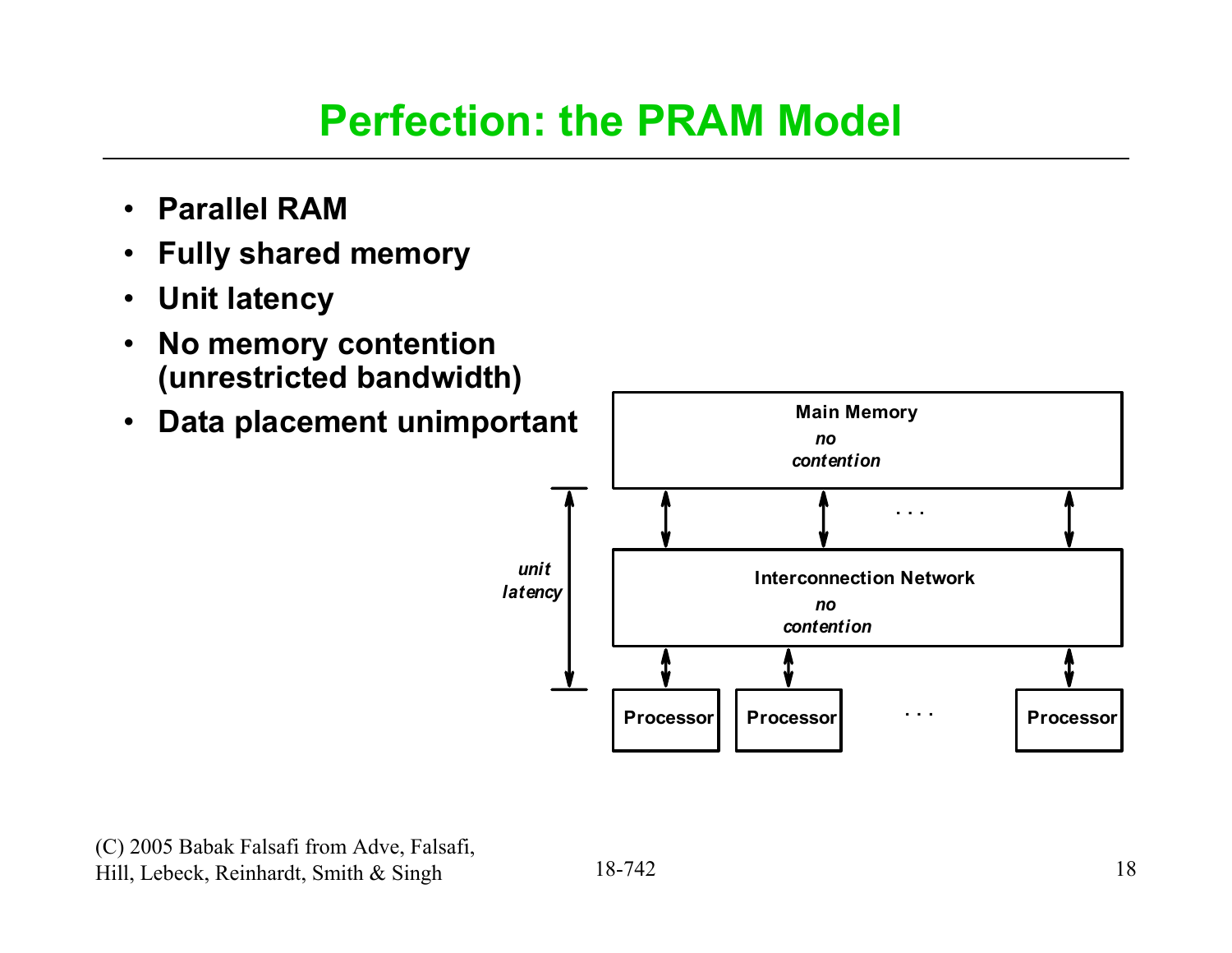# Perfection: the PRAM Model

- **Parallel RAM**
- **Fully shared memory**
- **Unit latency**
- **No memory contention (unrestricted bandwidth)**
- **Data placement unimportant**

**Main Memory**
*no contention*

*unit latency*

**Interconnection Network**
*no contention*

**Processor** **Processor** . . . **Processor**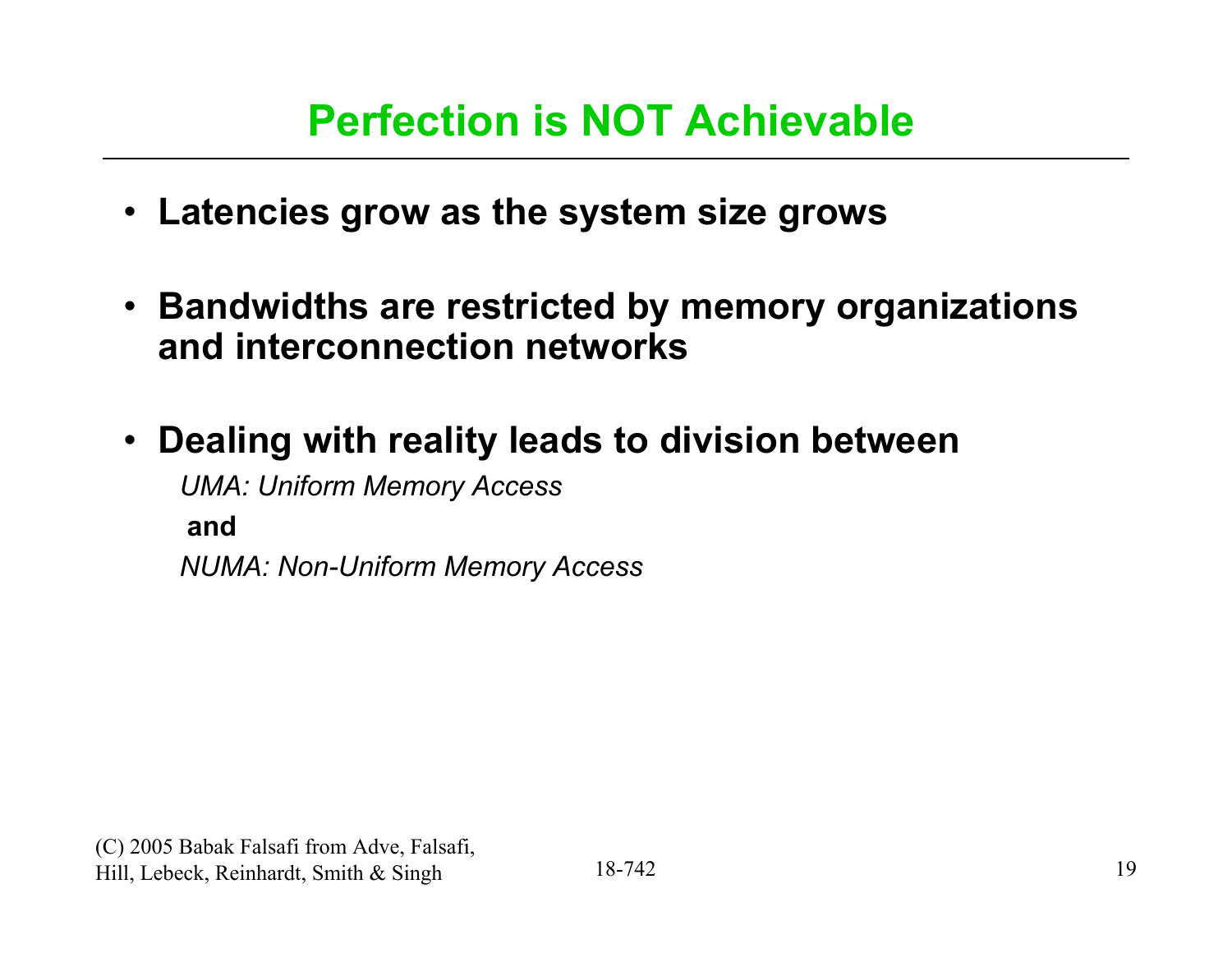# Perfection is NOT Achievable

- **Latencies grow as the system size grows**
- **Bandwidths are restricted by memory organizations and interconnection networks**
- **Dealing with reality leads to division between**

  *UMA: Uniform Memory Access*

  **and**

  *NUMA: Non-Uniform Memory Access*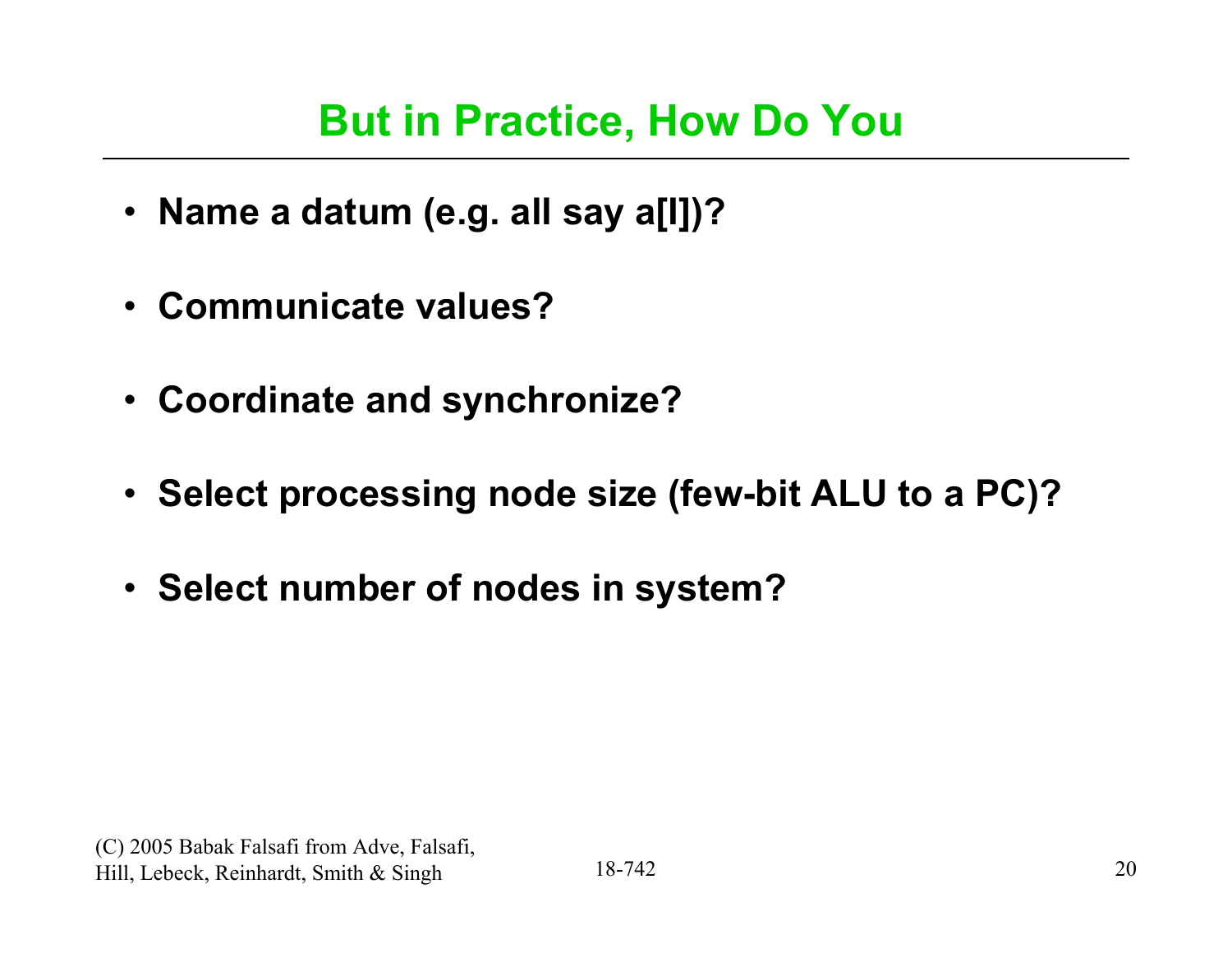# But in Practice, How Do You

- **Name a datum (e.g. all say a[I])?**
- **Communicate values?**
- **Coordinate and synchronize?**
- **Select processing node size (few-bit ALU to a PC)?**
- **Select number of nodes in system?**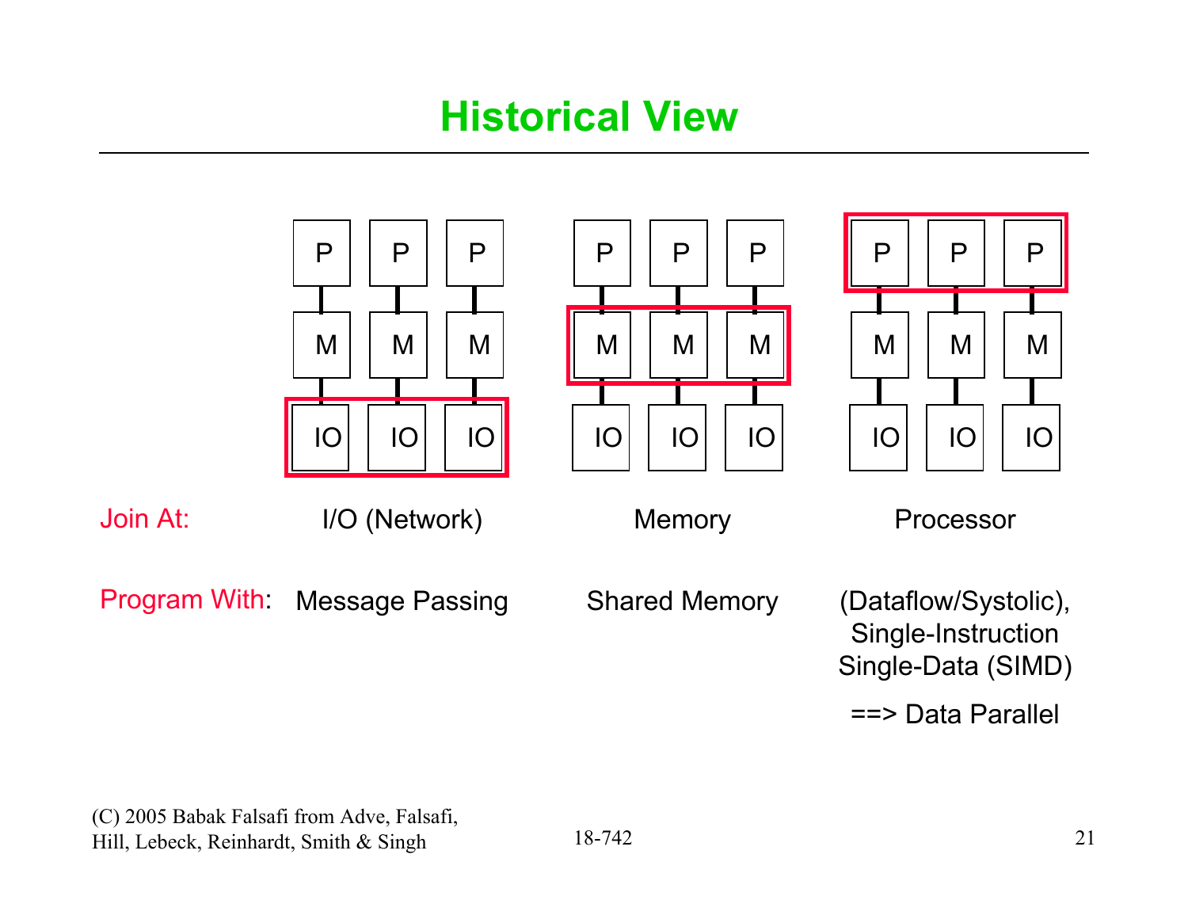# Historical View

| | | | |
|---|---|---|---|
| | P P P | P P P | **[P P P]** |
| | M M M | **[M M M]** | M M M |
| | **[IO IO IO]** | IO IO IO | IO IO IO |
| Join At: | I/O (Network) | Memory | Processor |
| Program With: | Message Passing | Shared Memory | (Dataflow/Systolic), Single-Instruction Single-Data (SIMD) |
| | | | ==> Data Parallel |

(C) 2005 Babak Falsafi from Adve, Falsafi, Hill, Lebeck, Reinhardt, Smith & Singh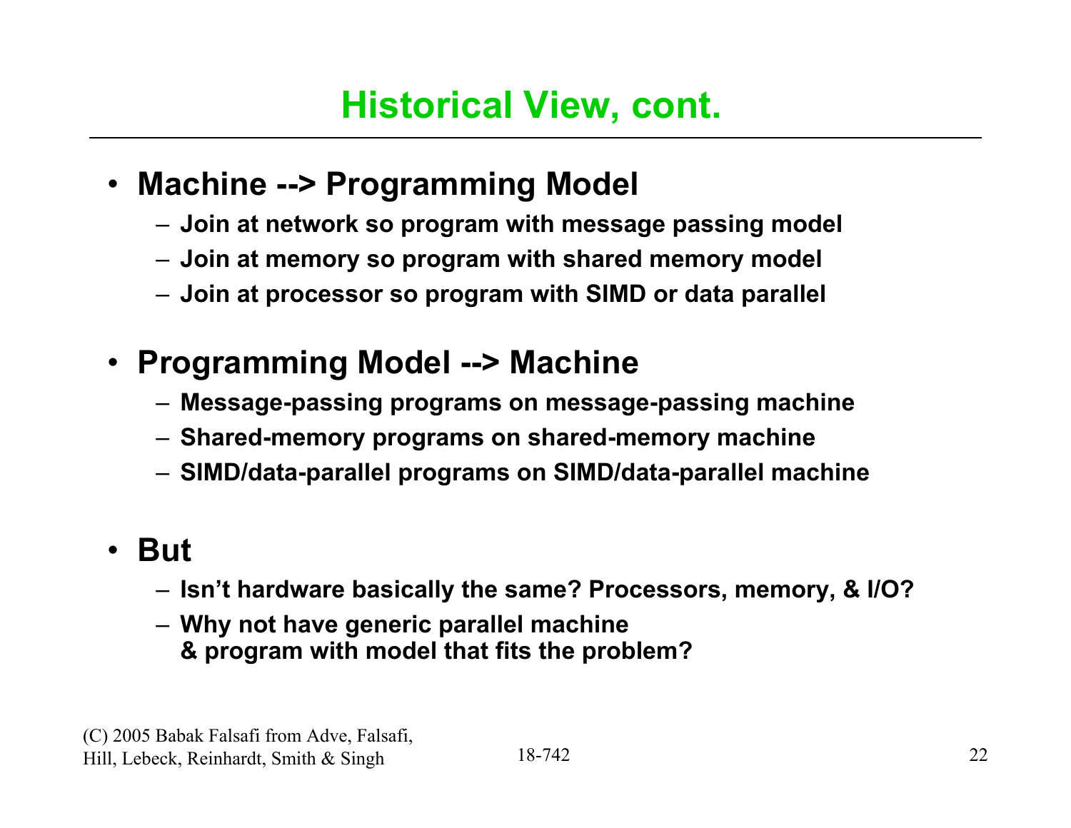# Historical View, cont.

- **Machine --> Programming Model**
  - **Join at network so program with message passing model**
  - **Join at memory so program with shared memory model**
  - **Join at processor so program with SIMD or data parallel**

- **Programming Model --> Machine**
  - **Message-passing programs on message-passing machine**
  - **Shared-memory programs on shared-memory machine**
  - **SIMD/data-parallel programs on SIMD/data-parallel machine**

- **But**
  - **Isn't hardware basically the same? Processors, memory, & I/O?**
  - **Why not have generic parallel machine & program with model that fits the problem?**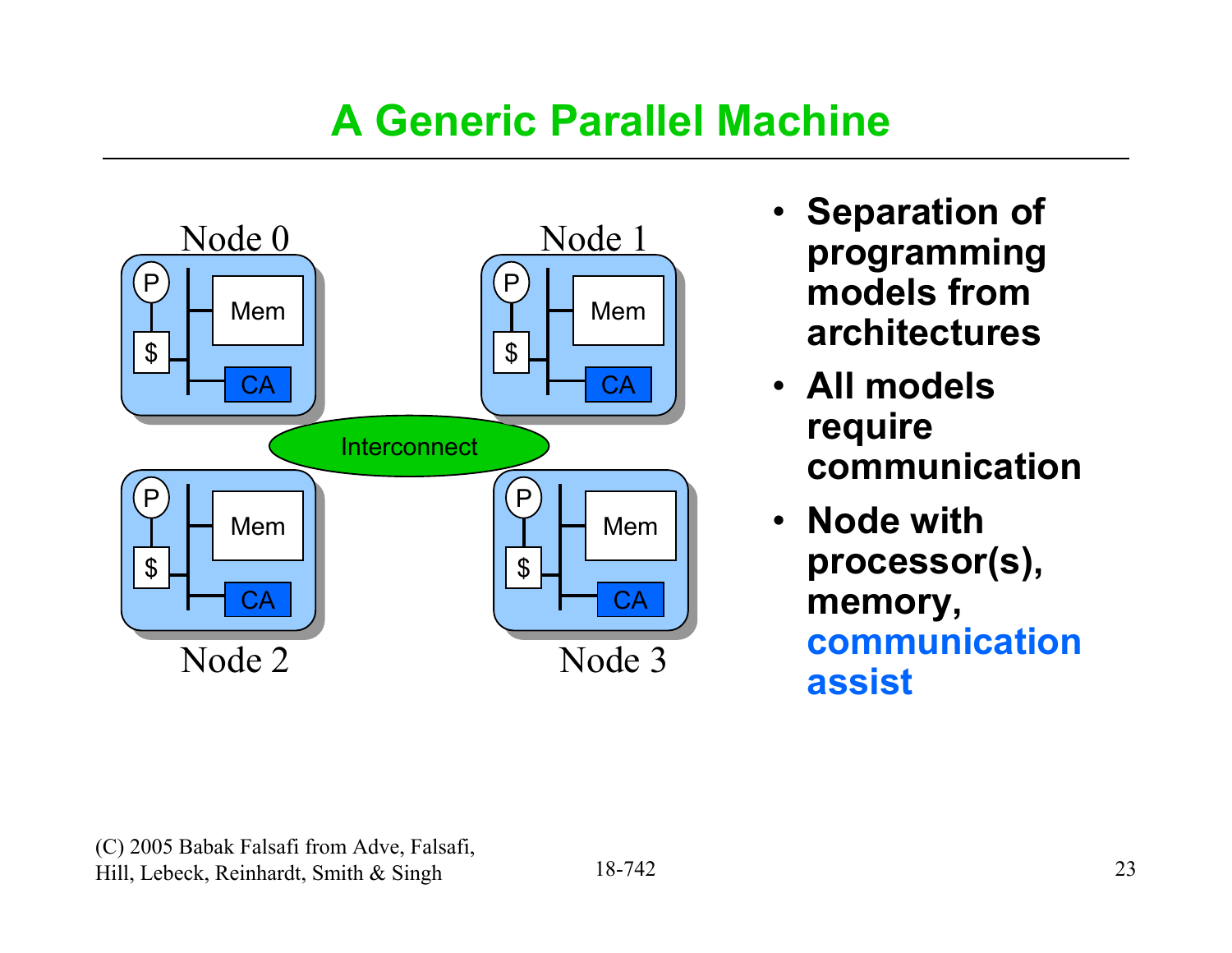# A Generic Parallel Machine

Node 0

P | Mem
$ | CA

Node 1

P | Mem
$ | CA

Interconnect

Node 2

P | Mem
$ | CA

Node 3

P | Mem
$ | CA

- **Separation of programming models from architectures**
- **All models require communication**
- **Node with processor(s), memory, communication assist**

(C) 2005 Babak Falsafi from Adve, Falsafi, Hill, Lebeck, Reinhardt, Smith & Singh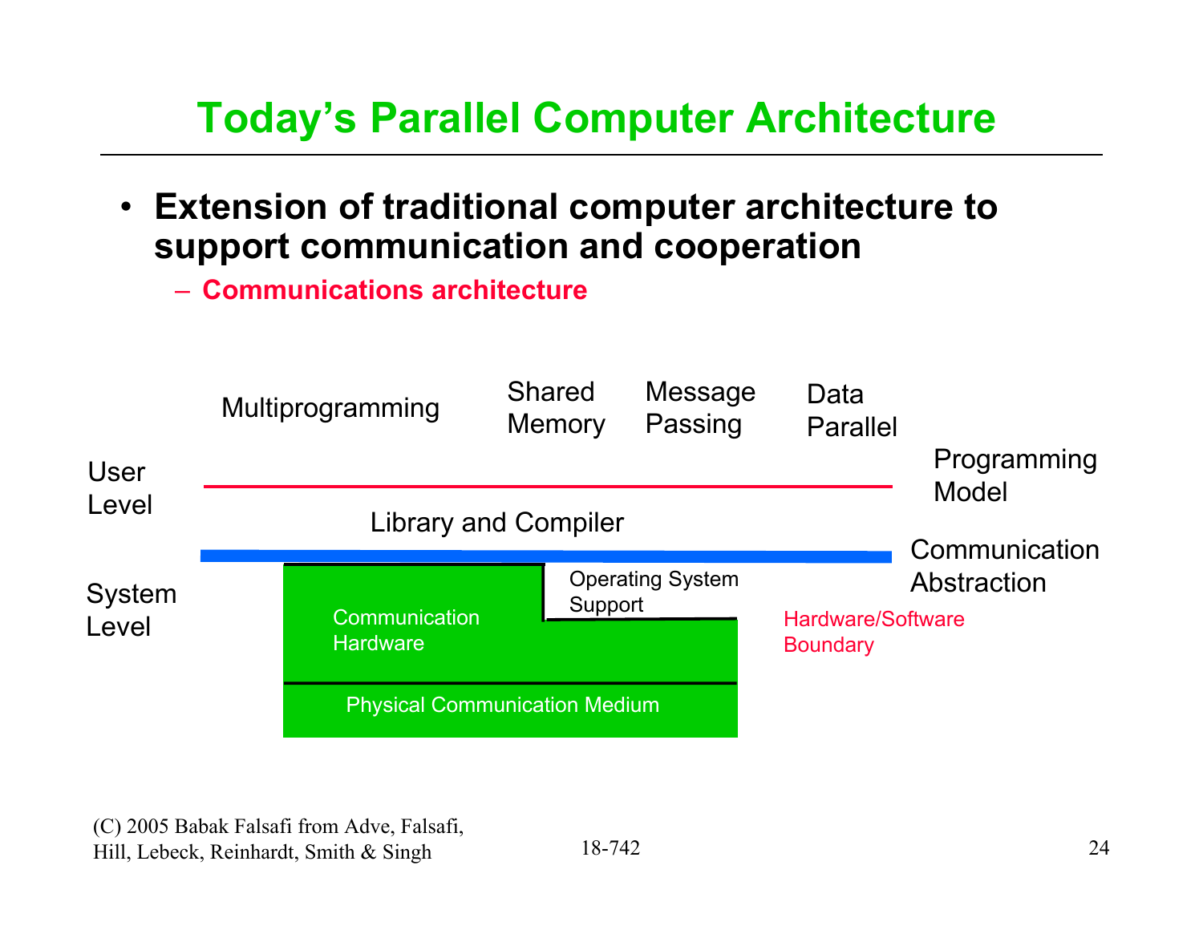# Today's Parallel Computer Architecture

- **Extension of traditional computer architecture to support communication and cooperation**
  - **Communications architecture**

Multiprogramming | Shared Memory | Message Passing | Data Parallel

User Level — Programming Model

Library and Compiler

Communication Abstraction

System Level

Operating System Support

Communication Hardware

Hardware/Software Boundary

Physical Communication Medium

(C) 2005 Babak Falsafi from Adve, Falsafi, Hill, Lebeck, Reinhardt, Smith & Singh

18-742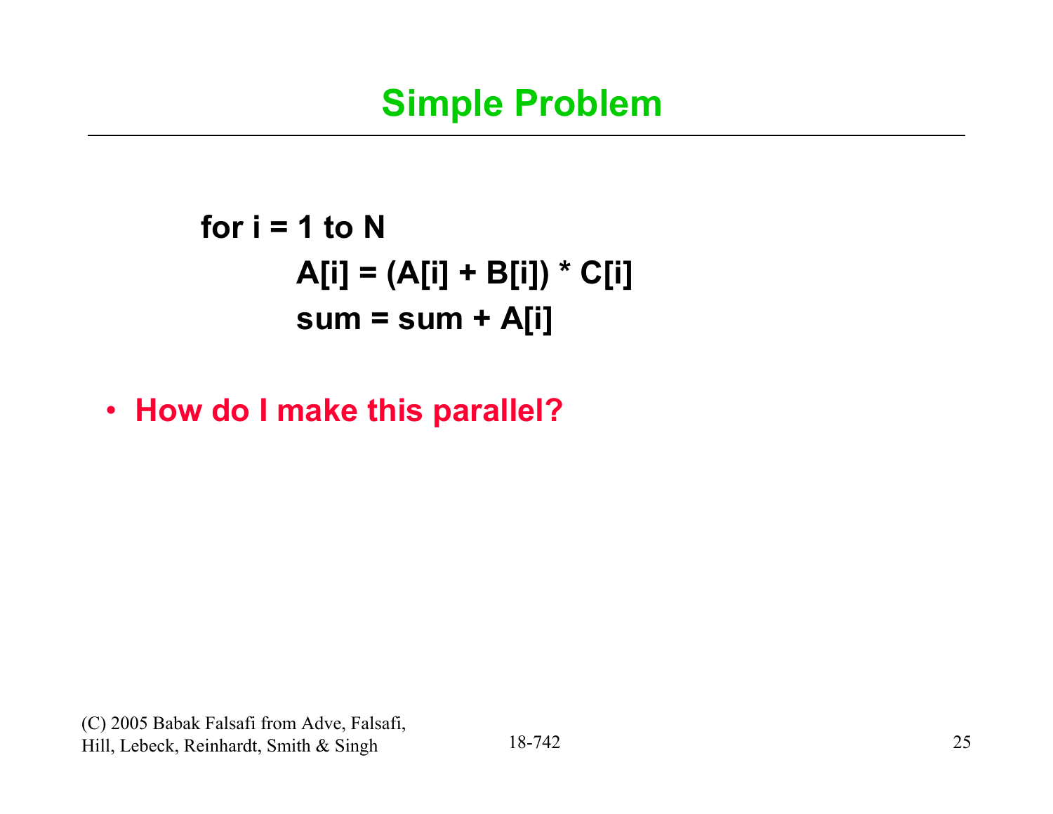# Simple Problem

```
for i = 1 to N
        A[i] = (A[i] + B[i]) * C[i]
        sum = sum + A[i]
```

- **How do I make this parallel?**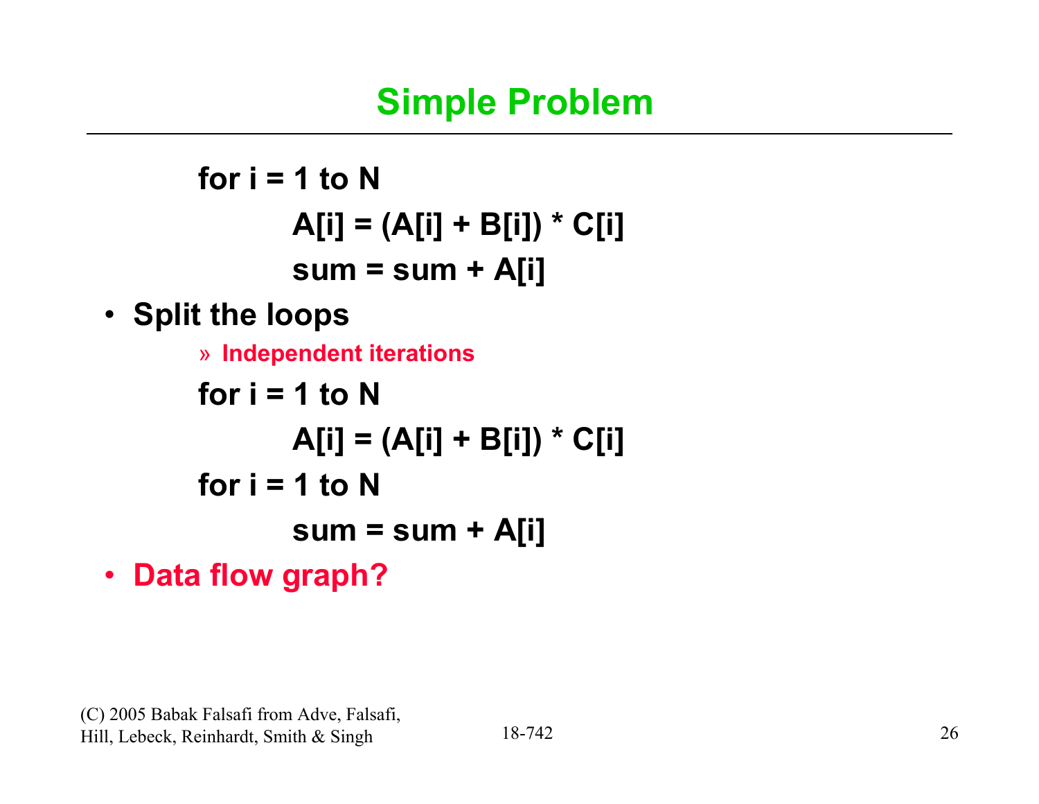# Simple Problem

```
for i = 1 to N
        A[i] = (A[i] + B[i]) * C[i]
        sum = sum + A[i]
```

- **Split the loops**
  - » **Independent iterations**

```
for i = 1 to N
        A[i] = (A[i] + B[i]) * C[i]
for i = 1 to N
        sum = sum + A[i]
```

- **Data flow graph?**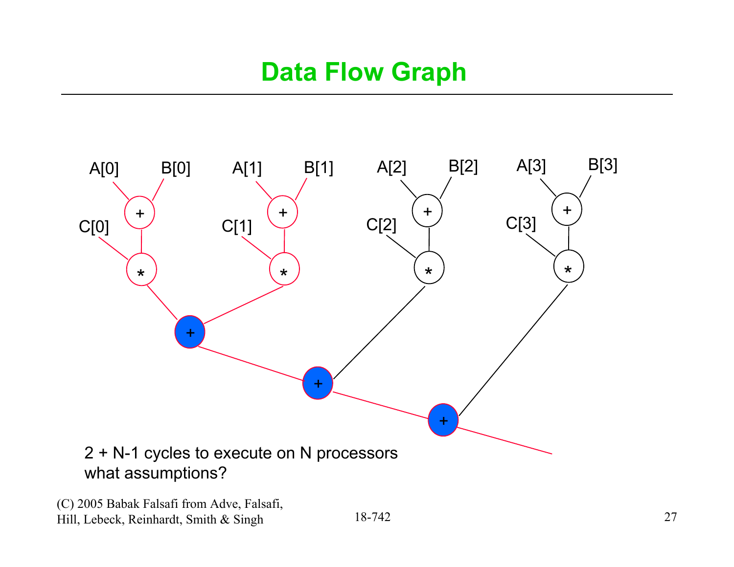# Data Flow Graph

A[0] B[0] A[1] B[1] A[2] B[2] A[3] B[3]

C[0] C[1] C[2] C[3]

2 + N-1 cycles to execute on N processors
what assumptions?

(C) 2005 Babak Falsafi from Adve, Falsafi, Hill, Lebeck, Reinhardt, Smith & Singh

18-742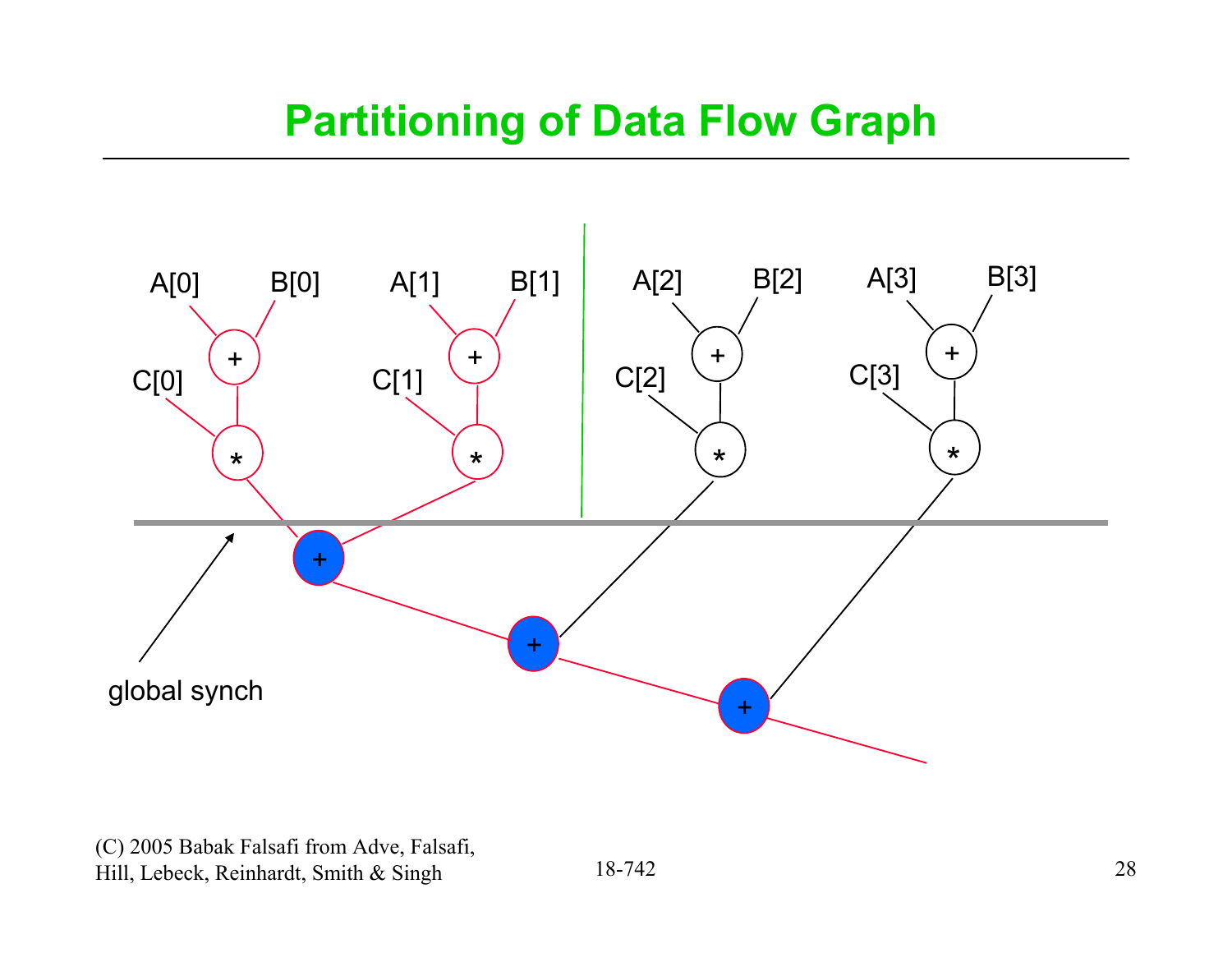# Partitioning of Data Flow Graph

A[0] B[0] A[1] B[1] A[2] B[2] A[3] B[3]

C[0] C[1] C[2] C[3]

global synch

(C) 2005 Babak Falsafi from Adve, Falsafi, Hill, Lebeck, Reinhardt, Smith & Singh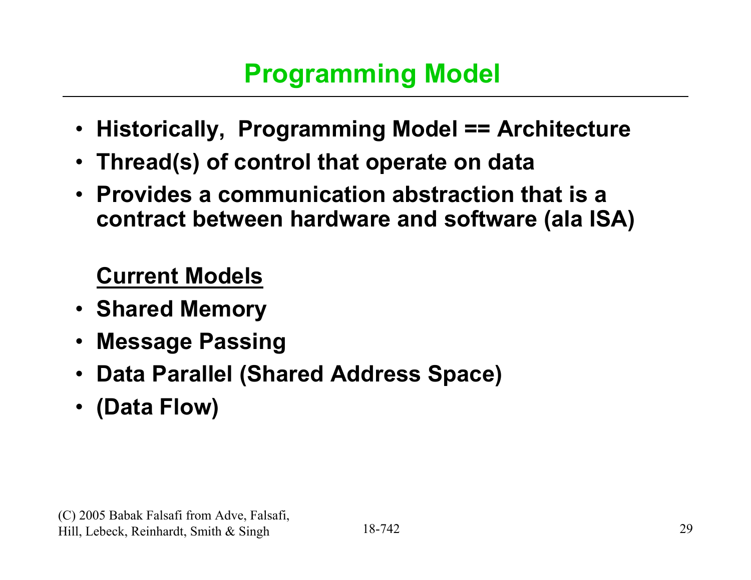# Programming Model

- **Historically, Programming Model == Architecture**
- **Thread(s) of control that operate on data**
- **Provides a communication abstraction that is a contract between hardware and software (ala ISA)**

**Current Models**

- **Shared Memory**
- **Message Passing**
- **Data Parallel (Shared Address Space)**
- **(Data Flow)**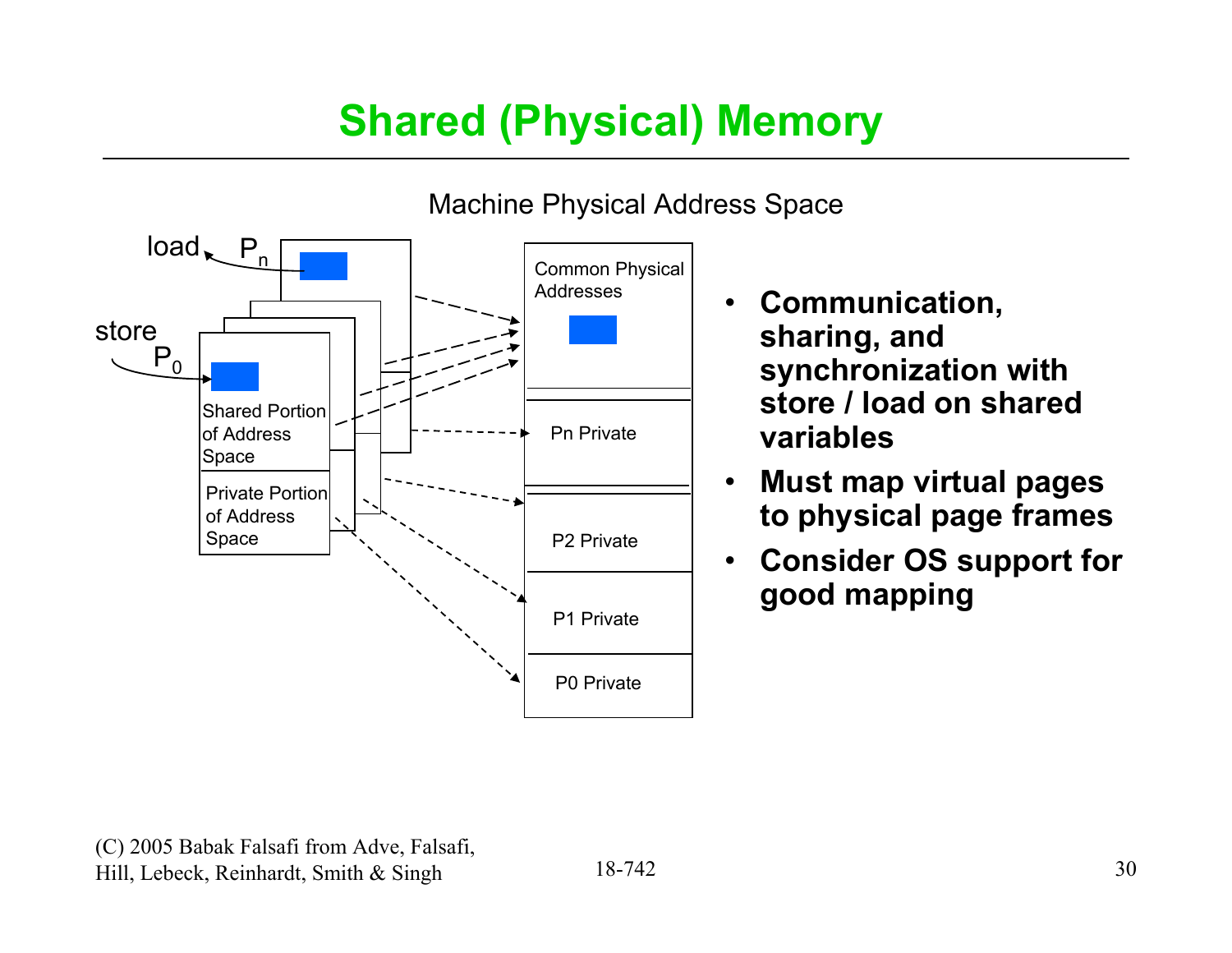# Shared (Physical) Memory

Machine Physical Address Space

load $P_n$

store $P_0$

Shared Portion of Address Space

Private Portion of Address Space

Common Physical Addresses

Pn Private

P2 Private

P1 Private

P0 Private

- **Communication, sharing, and synchronization with store / load on shared variables**
- **Must map virtual pages to physical page frames**
- **Consider OS support for good mapping**

(C) 2005 Babak Falsafi from Adve, Falsafi, Hill, Lebeck, Reinhardt, Smith & Singh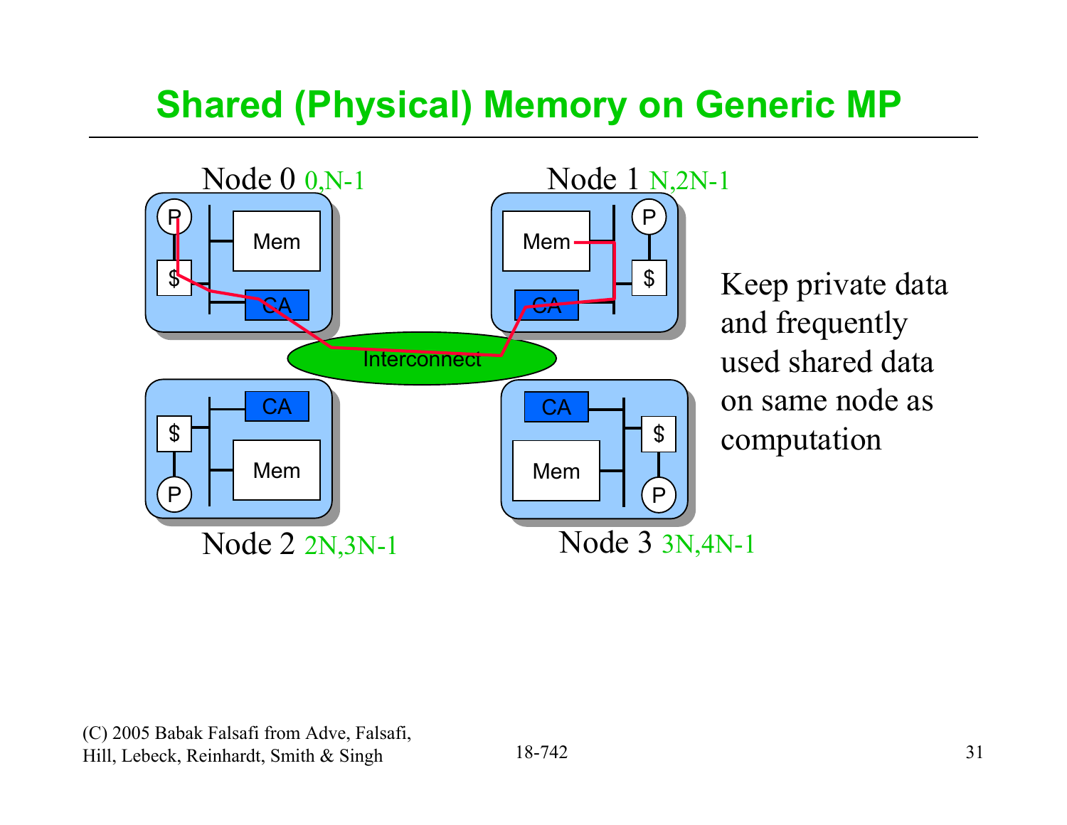# Shared (Physical) Memory on Generic MP

Node 0 0,N-1

Node 1 N,2N-1

Node 2 2N,3N-1

Node 3 3N,4N-1

Keep private data and frequently used shared data on same node as computation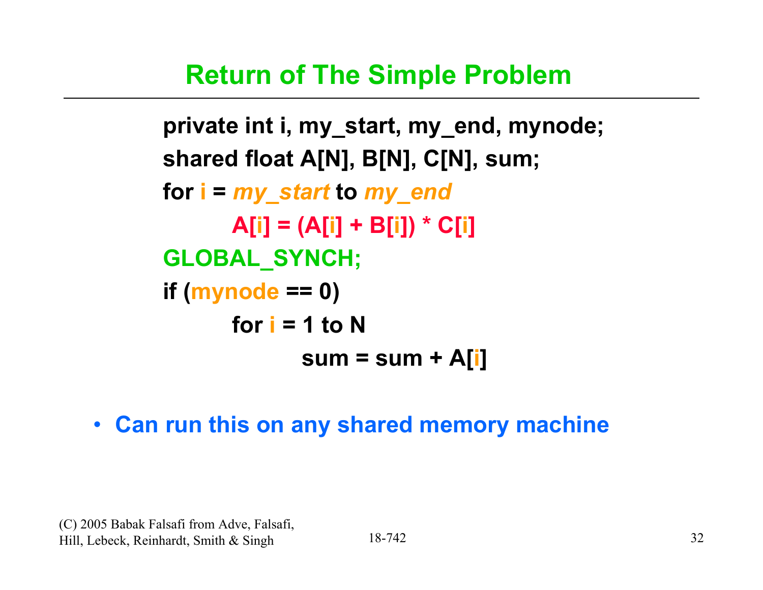# Return of The Simple Problem

```
private int i, my_start, my_end, mynode;
shared float A[N], B[N], C[N], sum;
for i = my_start to my_end
        A[i] = (A[i] + B[i]) * C[i]
GLOBAL_SYNCH;
if (mynode == 0)
        for i = 1 to N
                sum = sum + A[i]
```

- **Can run this on any shared memory machine**

(C) 2005 Babak Falsafi from Adve, Falsafi, Hill, Lebeck, Reinhardt, Smith & Singh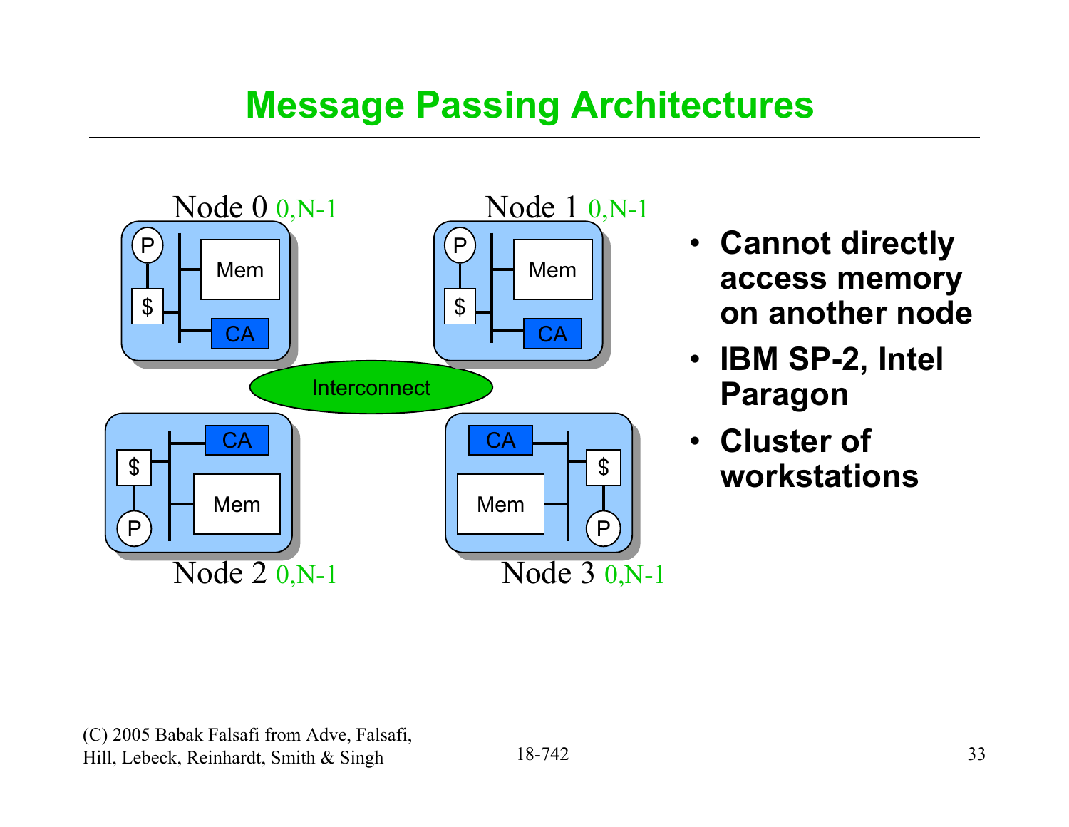# Message Passing Architectures

Node 0 0,N-1

Node 1 0,N-1

Node 2 0,N-1

Node 3 0,N-1

P, $, Mem, CA

Interconnect

- **Cannot directly access memory on another node**
- **IBM SP-2, Intel Paragon**
- **Cluster of workstations**

(C) 2005 Babak Falsafi from Adve, Falsafi, Hill, Lebeck, Reinhardt, Smith & Singh

18-742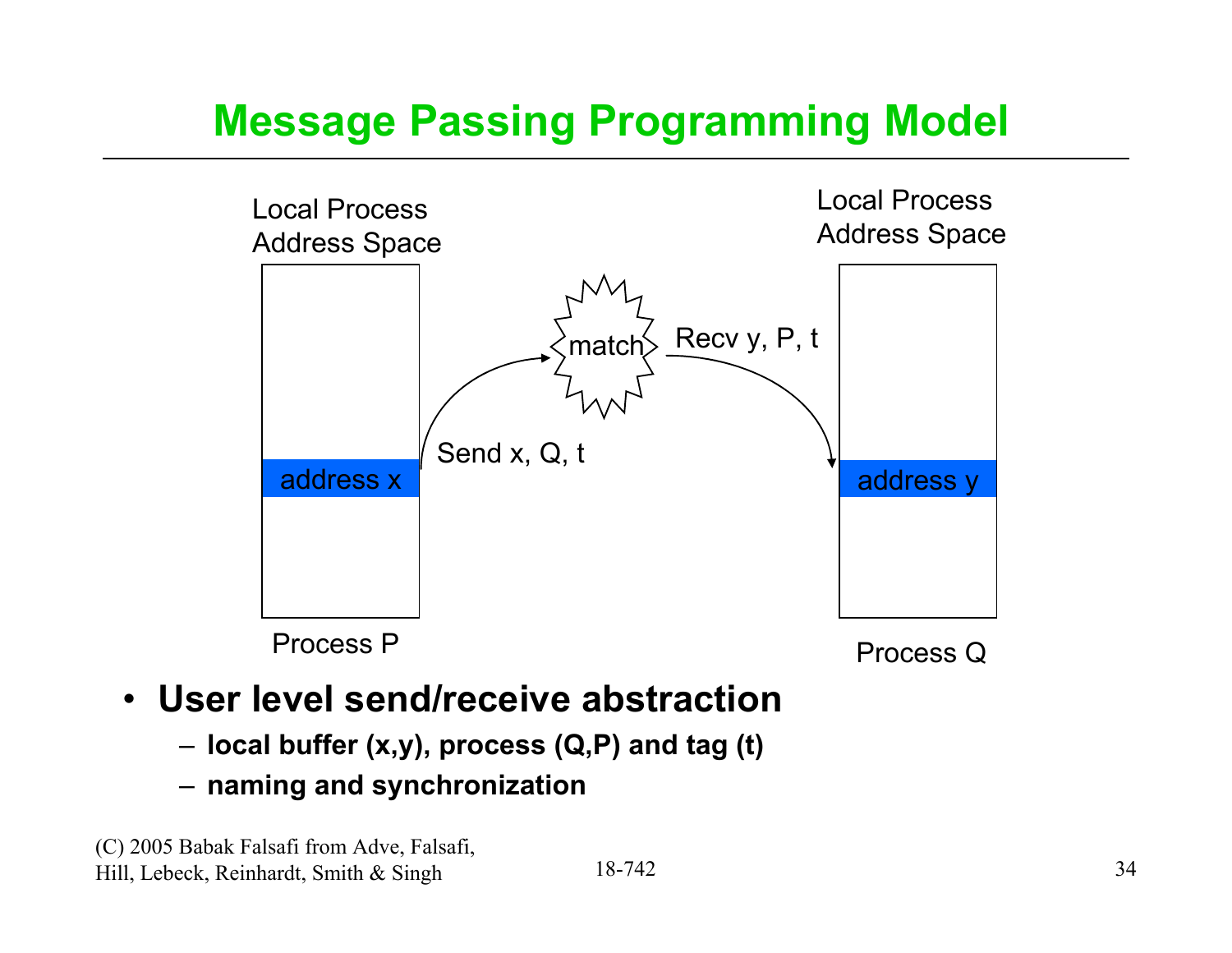# Message Passing Programming Model

Local Process Address Space

address x

Process P

Send x, Q, t

match

Recv y, P, t

Local Process Address Space

address y

Process Q

- **User level send/receive abstraction**
  - **local buffer (x,y), process (Q,P) and tag (t)**
  - **naming and synchronization**

(C) 2005 Babak Falsafi from Adve, Falsafi, Hill, Lebeck, Reinhardt, Smith & Singh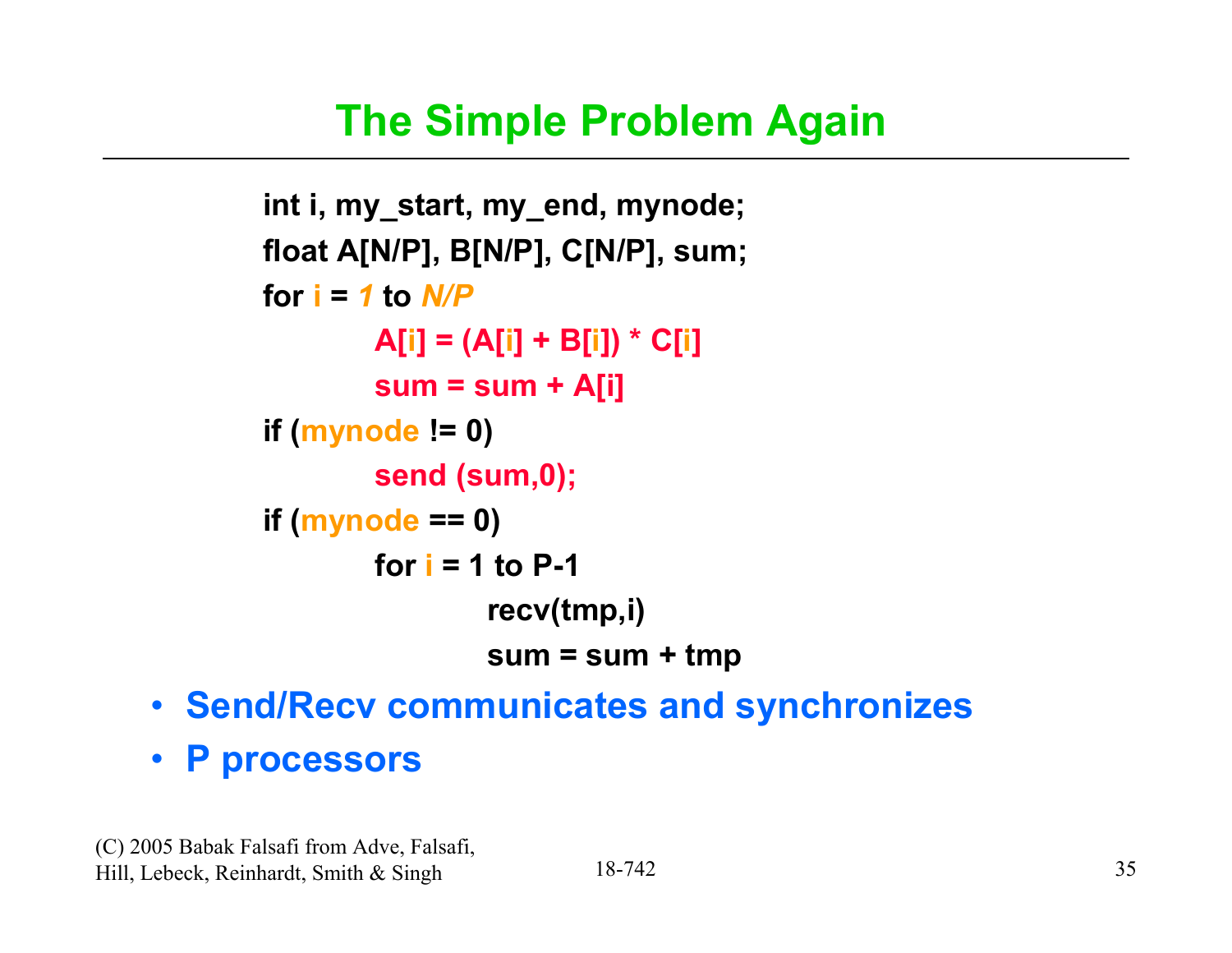# The Simple Problem Again

```
int i, my_start, my_end, mynode;
float A[N/P], B[N/P], C[N/P], sum;
for i = 1 to N/P
        A[i] = (A[i] + B[i]) * C[i]
        sum = sum + A[i]
if (mynode != 0)
        send (sum,0);
if (mynode == 0)
        for i = 1 to P-1
                recv(tmp,i)
                sum = sum + tmp
```

- **Send/Recv communicates and synchronizes**
- **P processors**

(C) 2005 Babak Falsafi from Adve, Falsafi, Hill, Lebeck, Reinhardt, Smith & Singh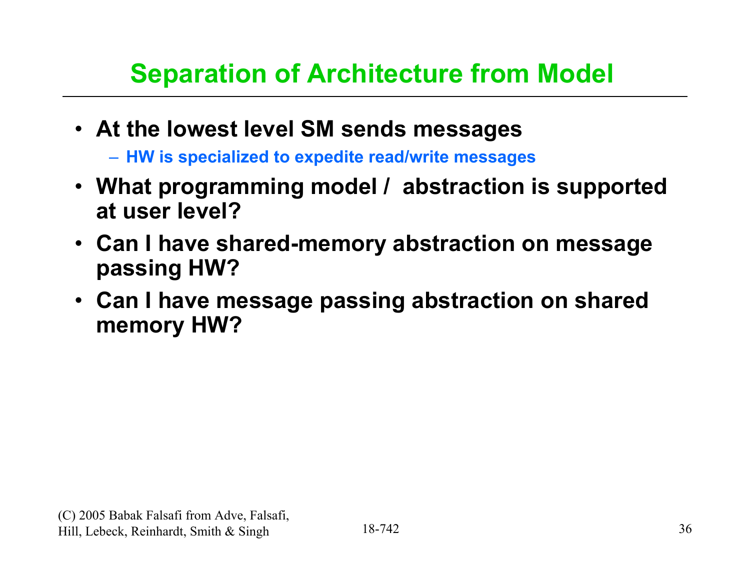# Separation of Architecture from Model

- **At the lowest level SM sends messages**
  - **HW is specialized to expedite read/write messages**
- **What programming model / abstraction is supported at user level?**
- **Can I have shared-memory abstraction on message passing HW?**
- **Can I have message passing abstraction on shared memory HW?**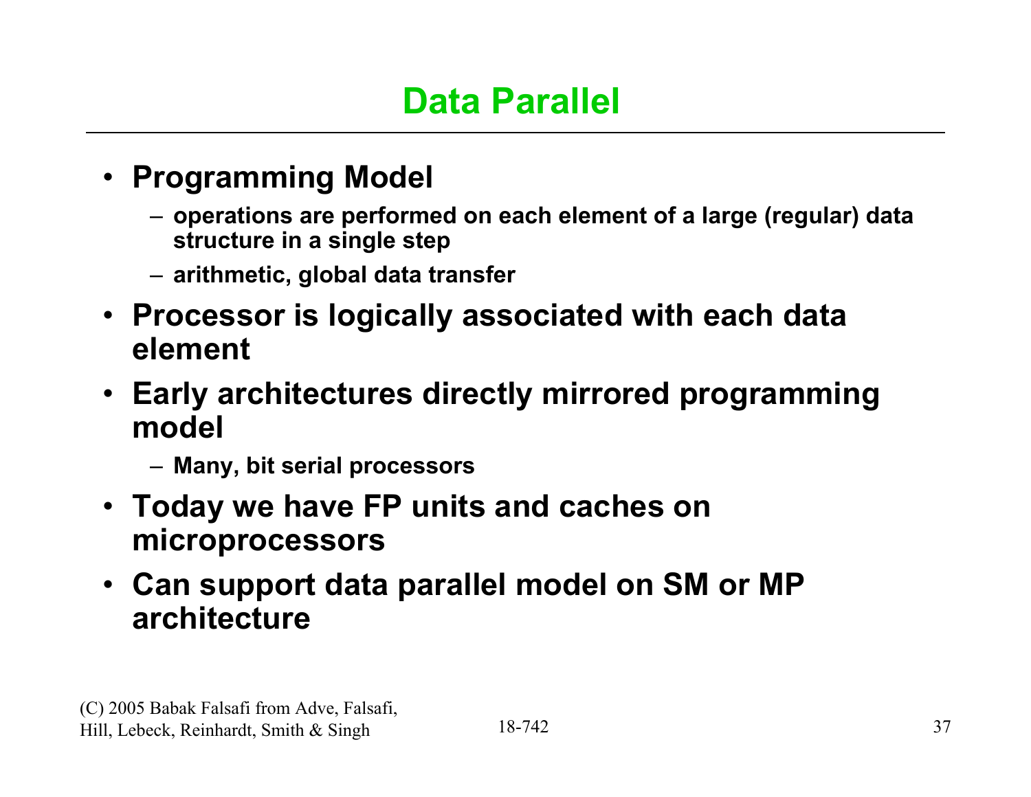# Data Parallel

- **Programming Model**
  - operations are performed on each element of a large (regular) data structure in a single step
  - arithmetic, global data transfer
- **Processor is logically associated with each data element**
- **Early architectures directly mirrored programming model**
  - Many, bit serial processors
- **Today we have FP units and caches on microprocessors**
- **Can support data parallel model on SM or MP architecture**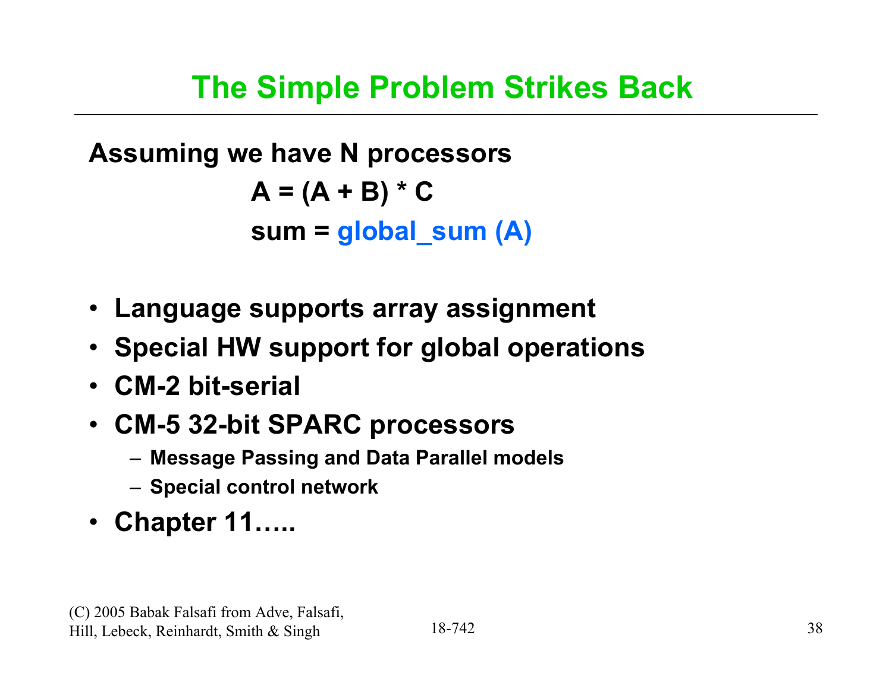# The Simple Problem Strikes Back

**Assuming we have N processors**

```
A = (A + B) * C
sum = global_sum (A)
```

- **Language supports array assignment**
- **Special HW support for global operations**
- **CM-2 bit-serial**
- **CM-5 32-bit SPARC processors**
  - **Message Passing and Data Parallel models**
  - **Special control network**
- **Chapter 11…..**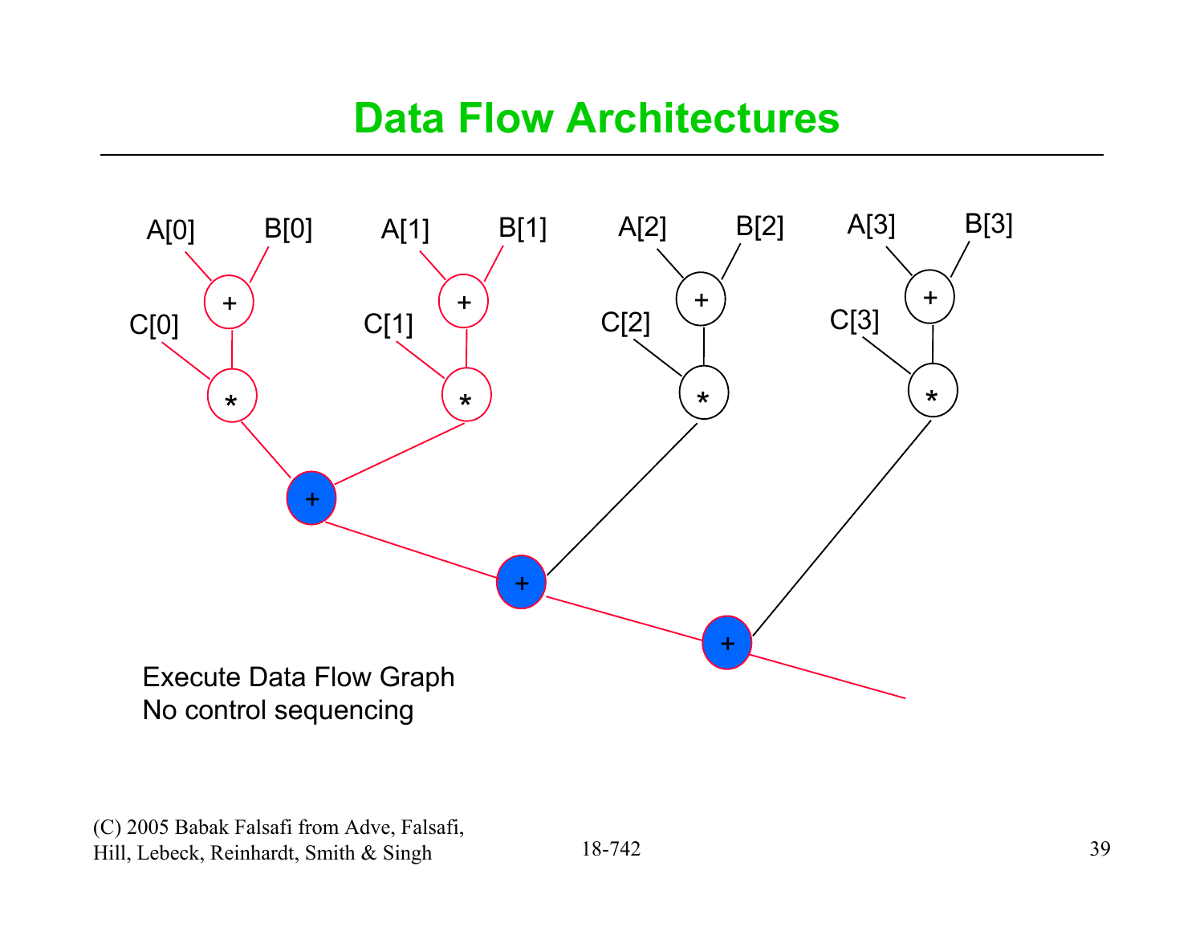# Data Flow Architectures

A[0] B[0] A[1] B[1] A[2] B[2] A[3] B[3]

C[0] C[1] C[2] C[3]

Execute Data Flow Graph
No control sequencing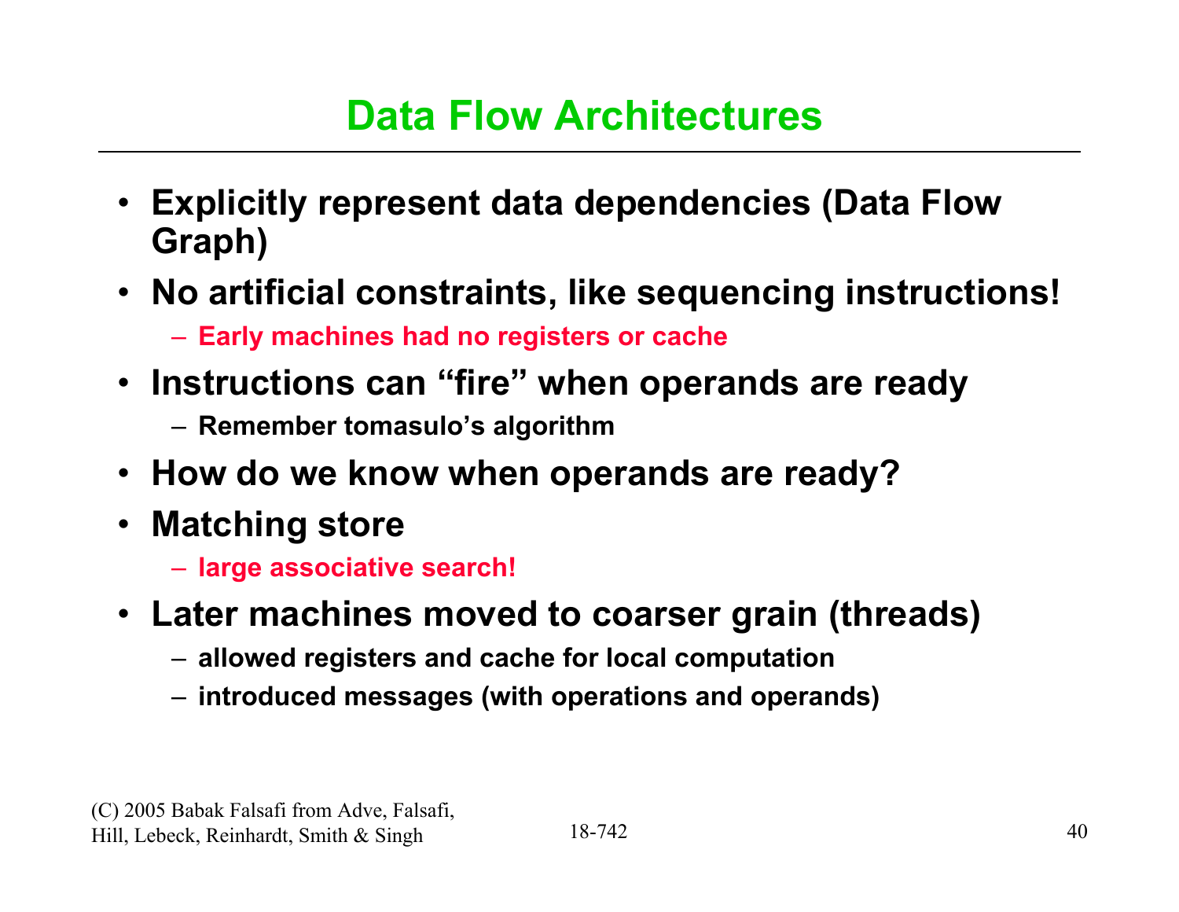# Data Flow Architectures

- **Explicitly represent data dependencies (Data Flow Graph)**
- **No artificial constraints, like sequencing instructions!**
  - **Early machines had no registers or cache**
- **Instructions can "fire" when operands are ready**
  - **Remember tomasulo's algorithm**
- **How do we know when operands are ready?**
- **Matching store**
  - **large associative search!**
- **Later machines moved to coarser grain (threads)**
  - **allowed registers and cache for local computation**
  - **introduced messages (with operations and operands)**

(C) 2005 Babak Falsafi from Adve, Falsafi, Hill, Lebeck, Reinhardt, Smith & Singh